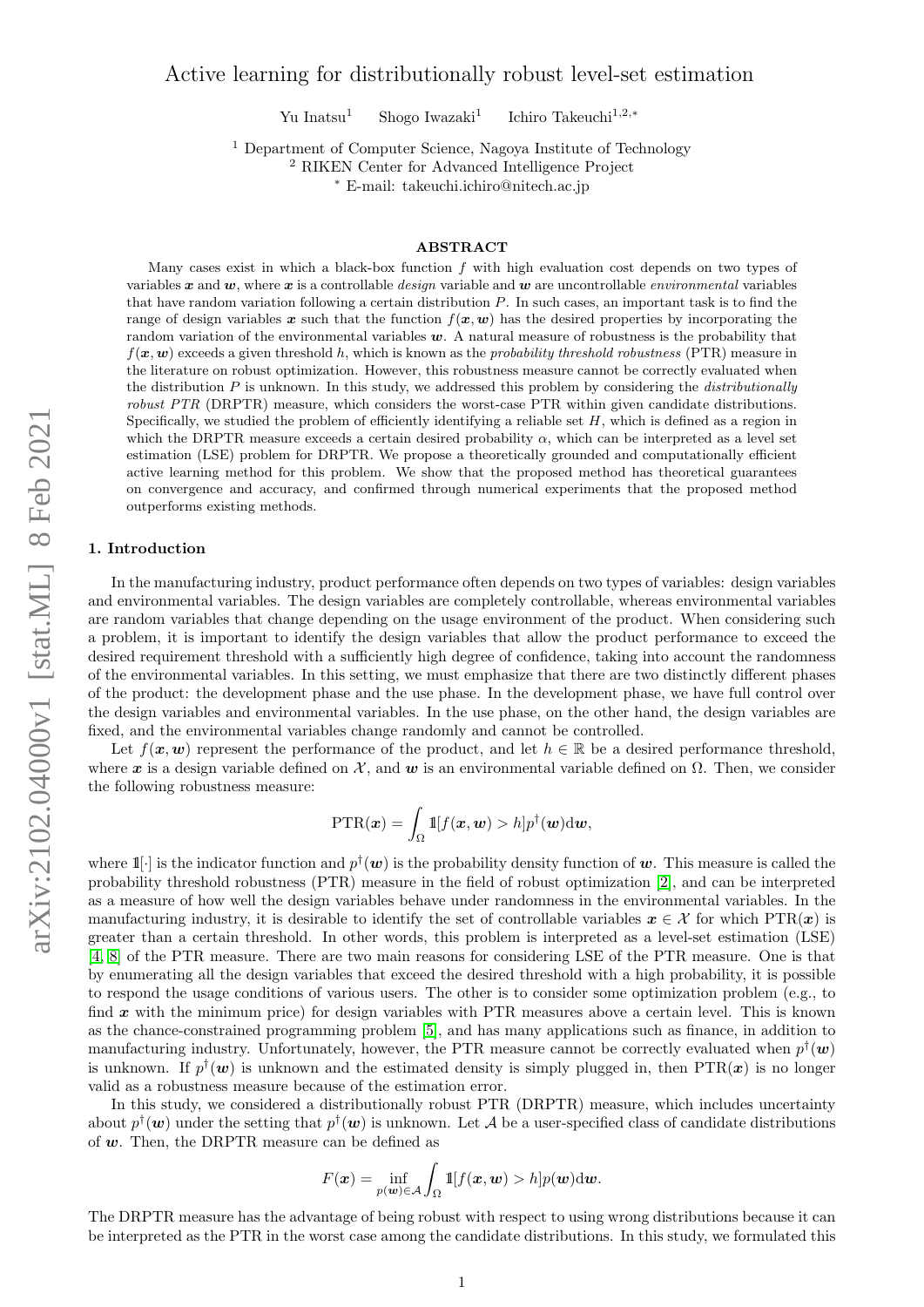# Active learning for distributionally robust level-set estimation

Yu Inatsu[1] Shogo Iwazaki[1] Ichiro Takeuchi[1,2,*]

[1] Department of Computer Science, Nagoya Institute of Technology
[2] RIKEN Center for Advanced Intelligence Project
[*] E-mail: takeuchi.ichiro@nitech.ac.jp

## ABSTRACT

Many cases exist in which a black-box function $f$ with high evaluation cost depends on two types of variables $\boldsymbol{x}$ and $\boldsymbol{w}$, where $\boldsymbol{x}$ is a controllable *design* variable and $\boldsymbol{w}$ are uncontrollable *environmental* variables that have random variation following a certain distribution $P$. In such cases, an important task is to find the range of design variables $\boldsymbol{x}$ such that the function $f(\boldsymbol{x}, \boldsymbol{w})$ has the desired properties by incorporating the random variation of the environmental variables $\boldsymbol{w}$. A natural measure of robustness is the probability that $f(\boldsymbol{x}, \boldsymbol{w})$ exceeds a given threshold $h$, which is known as the *probability threshold robustness* (PTR) measure in the literature on robust optimization. However, this robustness measure cannot be correctly evaluated when the distribution $P$ is unknown. In this study, we addressed this problem by considering the *distributionally robust PTR* (DRPTR) measure, which considers the worst-case PTR within given candidate distributions. Specifically, we studied the problem of efficiently identifying a reliable set $H$, which is defined as a region in which the DRPTR measure exceeds a certain desired probability $\alpha$, which can be interpreted as a level set estimation (LSE) problem for DRPTR. We propose a theoretically grounded and computationally efficient active learning method for this problem. We show that the proposed method has theoretical guarantees on convergence and accuracy, and confirmed through numerical experiments that the proposed method outperforms existing methods.

## 1. Introduction

In the manufacturing industry, product performance often depends on two types of variables: design variables and environmental variables. The design variables are completely controllable, whereas environmental variables are random variables that change depending on the usage environment of the product. When considering such a problem, it is important to identify the design variables that allow the product performance to exceed the desired requirement threshold with a sufficiently high degree of confidence, taking into account the randomness of the environmental variables. In this setting, we must emphasize that there are two distinctly different phases of the product: the development phase and the use phase. In the development phase, we have full control over the design variables and environmental variables. In the use phase, on the other hand, the design variables are fixed, and the environmental variables change randomly and cannot be controlled.

Let $f(\boldsymbol{x}, \boldsymbol{w})$ represent the performance of the product, and let $h \in \mathbb{R}$ be a desired performance threshold, where $\boldsymbol{x}$ is a design variable defined on $\mathcal{X}$, and $\boldsymbol{w}$ is an environmental variable defined on $\Omega$. Then, we consider the following robustness measure:

$$\mathrm{PTR}(\boldsymbol{x}) = \int_{\Omega} \mathbb{1}[f(\boldsymbol{x}, \boldsymbol{w}) > h] p^{\dagger}(\boldsymbol{w}) \mathrm{d}\boldsymbol{w},$$

where $\mathbb{1}[\cdot]$ is the indicator function and $p^{\dagger}(\boldsymbol{w})$ is the probability density function of $\boldsymbol{w}$. This measure is called the probability threshold robustness (PTR) measure in the field of robust optimization [2], and can be interpreted as a measure of how well the design variables behave under randomness in the environmental variables. In the manufacturing industry, it is desirable to identify the set of controllable variables $\boldsymbol{x} \in \mathcal{X}$ for which $\mathrm{PTR}(\boldsymbol{x})$ is greater than a certain threshold. In other words, this problem is interpreted as a level-set estimation (LSE) [4, 8] of the PTR measure. There are two main reasons for considering LSE of the PTR measure. One is that by enumerating all the design variables that exceed the desired threshold with a high probability, it is possible to respond the usage conditions of various users. The other is to consider some optimization problem (e.g., to find $\boldsymbol{x}$ with the minimum price) for design variables with PTR measures above a certain level. This is known as the chance-constrained programming problem [5], and has many applications such as finance, in addition to manufacturing industry. Unfortunately, however, the PTR measure cannot be correctly evaluated when $p^{\dagger}(\boldsymbol{w})$ is unknown. If $p^{\dagger}(\boldsymbol{w})$ is unknown and the estimated density is simply plugged in, then $\mathrm{PTR}(\boldsymbol{x})$ is no longer valid as a robustness measure because of the estimation error.

In this study, we considered a distributionally robust PTR (DRPTR) measure, which includes uncertainty about $p^{\dagger}(\boldsymbol{w})$ under the setting that $p^{\dagger}(\boldsymbol{w})$ is unknown. Let $\mathcal{A}$ be a user-specified class of candidate distributions of $\boldsymbol{w}$. Then, the DRPTR measure can be defined as

$$F(\boldsymbol{x}) = \inf_{p(\boldsymbol{w}) \in \mathcal{A}} \int_{\Omega} \mathbb{1}[f(\boldsymbol{x}, \boldsymbol{w}) > h] p(\boldsymbol{w}) \mathrm{d}\boldsymbol{w}.$$

The DRPTR measure has the advantage of being robust with respect to using wrong distributions because it can be interpreted as the PTR in the worst case among the candidate distributions. In this study, we formulated this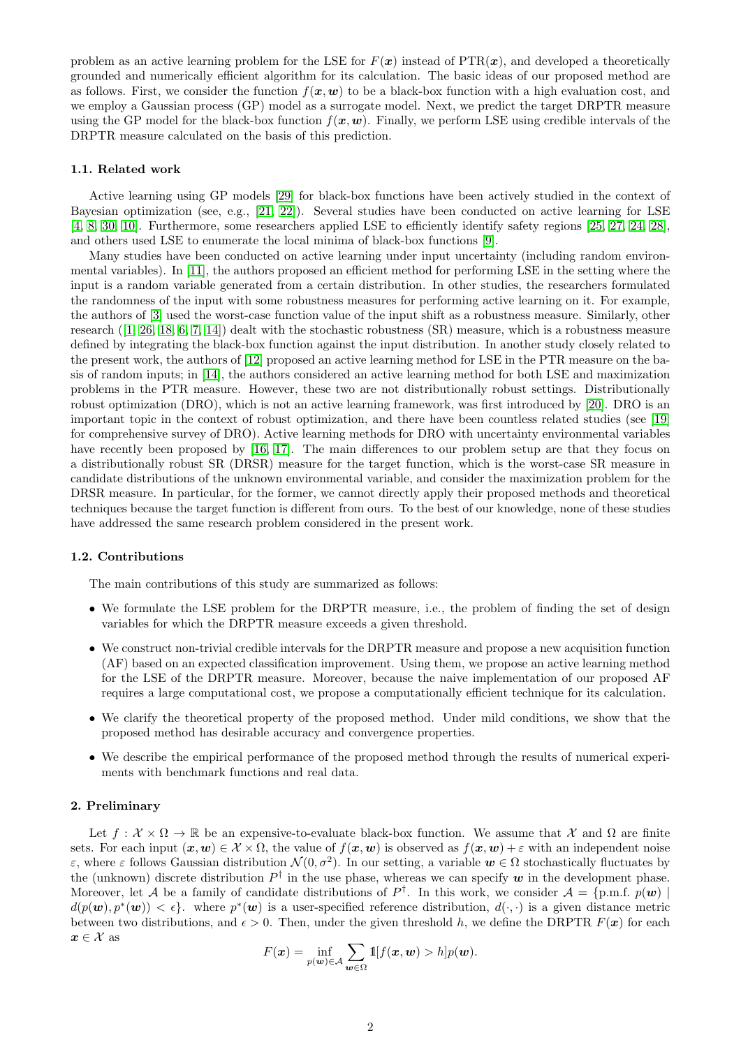problem as an active learning problem for the LSE for $F(\boldsymbol{x})$ instead of $\mathrm{PTR}(\boldsymbol{x})$, and developed a theoretically grounded and numerically efficient algorithm for its calculation. The basic ideas of our proposed method are as follows. First, we consider the function $f(\boldsymbol{x}, \boldsymbol{w})$ to be a black-box function with a high evaluation cost, and we employ a Gaussian process (GP) model as a surrogate model. Next, we predict the target DRPTR measure using the GP model for the black-box function $f(\boldsymbol{x}, \boldsymbol{w})$. Finally, we perform LSE using credible intervals of the DRPTR measure calculated on the basis of this prediction.

### 1.1. Related work

Active learning using GP models [29] for black-box functions have been actively studied in the context of Bayesian optimization (see, e.g., [21, 22]). Several studies have been conducted on active learning for LSE [4, 8, 30, 10]. Furthermore, some researchers applied LSE to efficiently identify safety regions [25, 27, 24, 28], and others used LSE to enumerate the local minima of black-box functions [9].

Many studies have been conducted on active learning under input uncertainty (including random environmental variables). In [11], the authors proposed an efficient method for performing LSE in the setting where the input is a random variable generated from a certain distribution. In other studies, the researchers formulated the randomness of the input with some robustness measures for performing active learning on it. For example, the authors of [3] used the worst-case function value of the input shift as a robustness measure. Similarly, other research ([1, 26, 18, 6, 7, 14]) dealt with the stochastic robustness (SR) measure, which is a robustness measure defined by integrating the black-box function against the input distribution. In another study closely related to the present work, the authors of [12] proposed an active learning method for LSE in the PTR measure on the basis of random inputs; in [14], the authors considered an active learning method for both LSE and maximization problems in the PTR measure. However, these two are not distributionally robust settings. Distributionally robust optimization (DRO), which is not an active learning framework, was first introduced by [20]. DRO is an important topic in the context of robust optimization, and there have been countless related studies (see [19] for comprehensive survey of DRO). Active learning methods for DRO with uncertainty environmental variables have recently been proposed by [16, 17]. The main differences to our problem setup are that they focus on a distributionally robust SR (DRSR) measure for the target function, which is the worst-case SR measure in candidate distributions of the unknown environmental variable, and consider the maximization problem for the DRSR measure. In particular, for the former, we cannot directly apply their proposed methods and theoretical techniques because the target function is different from ours. To the best of our knowledge, none of these studies have addressed the same research problem considered in the present work.

### 1.2. Contributions

The main contributions of this study are summarized as follows:

- We formulate the LSE problem for the DRPTR measure, i.e., the problem of finding the set of design variables for which the DRPTR measure exceeds a given threshold.
- We construct non-trivial credible intervals for the DRPTR measure and propose a new acquisition function (AF) based on an expected classification improvement. Using them, we propose an active learning method for the LSE of the DRPTR measure. Moreover, because the naive implementation of our proposed AF requires a large computational cost, we propose a computationally efficient technique for its calculation.
- We clarify the theoretical property of the proposed method. Under mild conditions, we show that the proposed method has desirable accuracy and convergence properties.
- We describe the empirical performance of the proposed method through the results of numerical experiments with benchmark functions and real data.

## 2. Preliminary

Let $f : \mathcal{X} \times \Omega \to \mathbb{R}$ be an expensive-to-evaluate black-box function. We assume that $\mathcal{X}$ and $\Omega$ are finite sets. For each input $(\boldsymbol{x}, \boldsymbol{w}) \in \mathcal{X} \times \Omega$, the value of $f(\boldsymbol{x}, \boldsymbol{w})$ is observed as $f(\boldsymbol{x}, \boldsymbol{w}) + \varepsilon$ with an independent noise $\varepsilon$, where $\varepsilon$ follows Gaussian distribution $\mathcal{N}(0, \sigma^2)$. In our setting, a variable $\boldsymbol{w} \in \Omega$ stochastically fluctuates by the (unknown) discrete distribution $P^\dagger$ in the use phase, whereas we can specify $\boldsymbol{w}$ in the development phase. Moreover, let $\mathcal{A}$ be a family of candidate distributions of $P^\dagger$. In this work, we consider $\mathcal{A} = \{\text{p.m.f. } p(\boldsymbol{w}) \mid d(p(\boldsymbol{w}), p^*(\boldsymbol{w})) < \epsilon\}$. where $p^*(\boldsymbol{w})$ is a user-specified reference distribution, $d(\cdot, \cdot)$ is a given distance metric between two distributions, and $\epsilon > 0$. Then, under the given threshold $h$, we define the DRPTR $F(\boldsymbol{x})$ for each $\boldsymbol{x} \in \mathcal{X}$ as

$$F(\boldsymbol{x}) = \inf_{p(\boldsymbol{w}) \in \mathcal{A}} \sum_{\boldsymbol{w} \in \Omega} \mathbb{1}[f(\boldsymbol{x}, \boldsymbol{w}) > h] p(\boldsymbol{w}).$$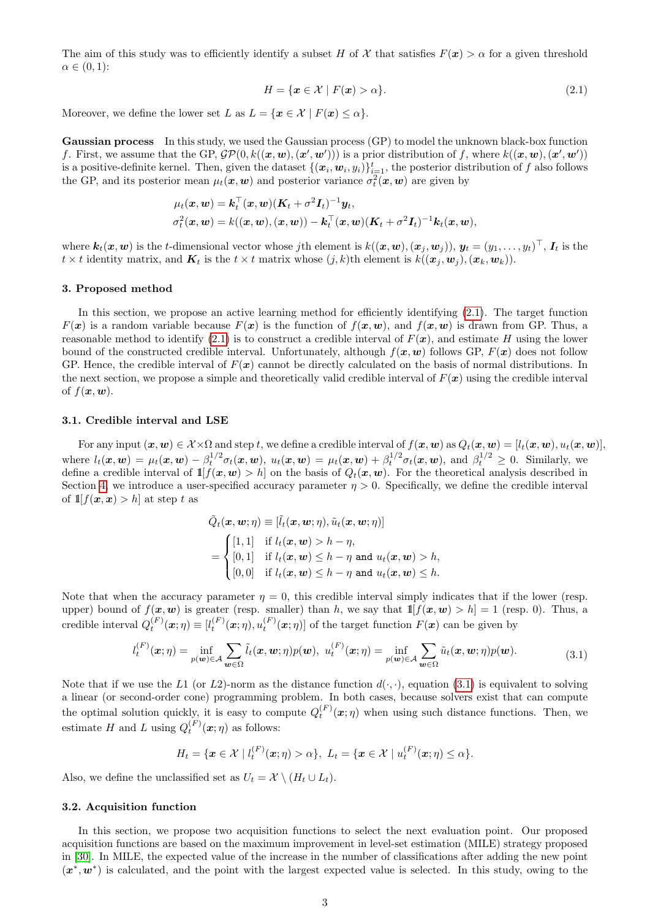The aim of this study was to efficiently identify a subset $H$ of $\mathcal{X}$ that satisfies $F(\boldsymbol{x}) > \alpha$ for a given threshold $\alpha \in (0, 1)$:

$$
H = \{\boldsymbol{x} \in \mathcal{X} \mid F(\boldsymbol{x}) > \alpha\}. \tag{2.1}
$$

Moreover, we define the lower set $L$ as $L = \{\boldsymbol{x} \in \mathcal{X} \mid F(\boldsymbol{x}) \leq \alpha\}$.

**Gaussian process** In this study, we used the Gaussian process (GP) to model the unknown black-box function $f$. First, we assume that the GP, $\mathcal{GP}(0, k((\boldsymbol{x}, \boldsymbol{w}), (\boldsymbol{x}', \boldsymbol{w}')))$ is a prior distribution of $f$, where $k((\boldsymbol{x}, \boldsymbol{w}), (\boldsymbol{x}', \boldsymbol{w}'))$ is a positive-definite kernel. Then, given the dataset $\{(\boldsymbol{x}_i, \boldsymbol{w}_i, y_i)\}_{i=1}^t$, the posterior distribution of $f$ also follows the GP, and its posterior mean $\mu_t(\boldsymbol{x}, \boldsymbol{w})$ and posterior variance $\sigma_t^2(\boldsymbol{x}, \boldsymbol{w})$ are given by

$$
\begin{aligned}
\mu_t(\boldsymbol{x}, \boldsymbol{w}) &= \boldsymbol{k}_t^\top(\boldsymbol{x}, \boldsymbol{w})(\boldsymbol{K}_t + \sigma^2 \boldsymbol{I}_t)^{-1}\boldsymbol{y}_t, \\
\sigma_t^2(\boldsymbol{x}, \boldsymbol{w}) &= k((\boldsymbol{x}, \boldsymbol{w}), (\boldsymbol{x}, \boldsymbol{w})) - \boldsymbol{k}_t^\top(\boldsymbol{x}, \boldsymbol{w})(\boldsymbol{K}_t + \sigma^2 \boldsymbol{I}_t)^{-1}\boldsymbol{k}_t(\boldsymbol{x}, \boldsymbol{w}),
\end{aligned}
$$

where $\boldsymbol{k}_t(\boldsymbol{x}, \boldsymbol{w})$ is the $t$-dimensional vector whose $j$th element is $k((\boldsymbol{x}, \boldsymbol{w}), (\boldsymbol{x}_j, \boldsymbol{w}_j))$, $\boldsymbol{y}_t = (y_1, \ldots, y_t)^\top$, $\boldsymbol{I}_t$ is the $t \times t$ identity matrix, and $\boldsymbol{K}_t$ is the $t \times t$ matrix whose $(j, k)$th element is $k((\boldsymbol{x}_j, \boldsymbol{w}_j), (\boldsymbol{x}_k, \boldsymbol{w}_k))$.

## 3. Proposed method

In this section, we propose an active learning method for efficiently identifying (2.1). The target function $F(\boldsymbol{x})$ is a random variable because $F(\boldsymbol{x})$ is the function of $f(\boldsymbol{x}, \boldsymbol{w})$, and $f(\boldsymbol{x}, \boldsymbol{w})$ is drawn from GP. Thus, a reasonable method to identify (2.1) is to construct a credible interval of $F(\boldsymbol{x})$, and estimate $H$ using the lower bound of the constructed credible interval. Unfortunately, although $f(\boldsymbol{x}, \boldsymbol{w})$ follows GP, $F(\boldsymbol{x})$ does not follow GP. Hence, the credible interval of $F(\boldsymbol{x})$ cannot be directly calculated on the basis of normal distributions. In the next section, we propose a simple and theoretically valid credible interval of $F(\boldsymbol{x})$ using the credible interval of $f(\boldsymbol{x}, \boldsymbol{w})$.

### 3.1. Credible interval and LSE

For any input $(\boldsymbol{x}, \boldsymbol{w}) \in \mathcal{X} \times \Omega$ and step $t$, we define a credible interval of $f(\boldsymbol{x}, \boldsymbol{w})$ as $Q_t(\boldsymbol{x}, \boldsymbol{w}) = [l_t(\boldsymbol{x}, \boldsymbol{w}), u_t(\boldsymbol{x}, \boldsymbol{w})]$, where $l_t(\boldsymbol{x}, \boldsymbol{w}) = \mu_t(\boldsymbol{x}, \boldsymbol{w}) - \beta_t^{1/2}\sigma_t(\boldsymbol{x}, \boldsymbol{w})$, $u_t(\boldsymbol{x}, \boldsymbol{w}) = \mu_t(\boldsymbol{x}, \boldsymbol{w}) + \beta_t^{1/2}\sigma_t(\boldsymbol{x}, \boldsymbol{w})$, and $\beta_t^{1/2} \geq 0$. Similarly, we define a credible interval of $\mathbb{1}[f(\boldsymbol{x}, \boldsymbol{w}) > h]$ on the basis of $Q_t(\boldsymbol{x}, \boldsymbol{w})$. For the theoretical analysis described in Section 4, we introduce a user-specified accuracy parameter $\eta > 0$. Specifically, we define the credible interval of $\mathbb{1}[f(\boldsymbol{x}, \boldsymbol{x}) > h]$ at step $t$ as

$$
\begin{aligned}
&\tilde{Q}_t(\boldsymbol{x}, \boldsymbol{w}; \eta) \equiv [\tilde{l}_t(\boldsymbol{x}, \boldsymbol{w}; \eta), \tilde{u}_t(\boldsymbol{x}, \boldsymbol{w}; \eta)] \\
&= \begin{cases}
[1, 1] & \text{if } l_t(\boldsymbol{x}, \boldsymbol{w}) > h - \eta, \\
[0, 1] & \text{if } l_t(\boldsymbol{x}, \boldsymbol{w}) \leq h - \eta \texttt{ and } u_t(\boldsymbol{x}, \boldsymbol{w}) > h, \\
[0, 0] & \text{if } l_t(\boldsymbol{x}, \boldsymbol{w}) \leq h - \eta \texttt{ and } u_t(\boldsymbol{x}, \boldsymbol{w}) \leq h.
\end{cases}
\end{aligned}
$$

Note that when the accuracy parameter $\eta = 0$, this credible interval simply indicates that if the lower (resp. upper) bound of $f(\boldsymbol{x}, \boldsymbol{w})$ is greater (resp. smaller) than $h$, we say that $\mathbb{1}[f(\boldsymbol{x}, \boldsymbol{w}) > h] = 1$ (resp. 0). Thus, a credible interval $Q_t^{(F)}(\boldsymbol{x}; \eta) \equiv [l_t^{(F)}(\boldsymbol{x}; \eta), u_t^{(F)}(\boldsymbol{x}; \eta)]$ of the target function $F(\boldsymbol{x})$ can be given by

$$
l_t^{(F)}(\boldsymbol{x}; \eta) = \inf_{p(\boldsymbol{w}) \in \mathcal{A}} \sum_{\boldsymbol{w} \in \Omega} \tilde{l}_t(\boldsymbol{x}, \boldsymbol{w}; \eta)p(\boldsymbol{w}), \ u_t^{(F)}(\boldsymbol{x}; \eta) = \inf_{p(\boldsymbol{w}) \in \mathcal{A}} \sum_{\boldsymbol{w} \in \Omega} \tilde{u}_t(\boldsymbol{x}, \boldsymbol{w}; \eta)p(\boldsymbol{w}). \tag{3.1}
$$

Note that if we use the $L1$ (or $L2$)-norm as the distance function $d(\cdot, \cdot)$, equation (3.1) is equivalent to solving a linear (or second-order cone) programming problem. In both cases, because solvers exist that can compute the optimal solution quickly, it is easy to compute $Q_t^{(F)}(\boldsymbol{x}; \eta)$ when using such distance functions. Then, we estimate $H$ and $L$ using $Q_t^{(F)}(\boldsymbol{x}; \eta)$ as follows:

$$
H_t = \{\boldsymbol{x} \in \mathcal{X} \mid l_t^{(F)}(\boldsymbol{x}; \eta) > \alpha\}, \ L_t = \{\boldsymbol{x} \in \mathcal{X} \mid u_t^{(F)}(\boldsymbol{x}; \eta) \leq \alpha\}.
$$

Also, we define the unclassified set as $U_t = \mathcal{X} \setminus (H_t \cup L_t)$.

### 3.2. Acquisition function

In this section, we propose two acquisition functions to select the next evaluation point. Our proposed acquisition functions are based on the maximum improvement in level-set estimation (MILE) strategy proposed in [30]. In MILE, the expected value of the increase in the number of classifications after adding the new point $(\boldsymbol{x}^*, \boldsymbol{w}^*)$ is calculated, and the point with the largest expected value is selected. In this study, owing to the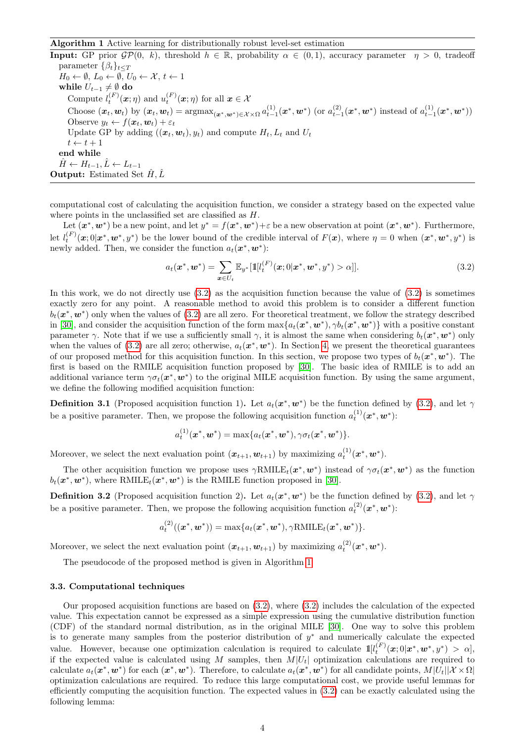**Algorithm 1** Active learning for distributionally robust level-set estimation

**Input:** GP prior $\mathcal{GP}(0,\ k)$, threshold $h \in \mathbb{R}$, probability $\alpha \in (0,1)$, accuracy parameter $\eta > 0$, tradeoff parameter $\{\beta_t\}_{t \le T}$

$H_0 \leftarrow \emptyset$, $L_0 \leftarrow \emptyset$, $U_0 \leftarrow \mathcal{X}$, $t \leftarrow 1$

**while** $U_{t-1} \neq \emptyset$ **do**

  Compute $l_t^{(F)}(\boldsymbol{x};\eta)$ and $u_t^{(F)}(\boldsymbol{x};\eta)$ for all $\boldsymbol{x} \in \mathcal{X}$

  Choose $(\boldsymbol{x}_t, \boldsymbol{w}_t)$ by $(\boldsymbol{x}_t, \boldsymbol{w}_t) = \text{argmax}_{(\boldsymbol{x}^*, \boldsymbol{w}^*) \in \mathcal{X}\times\Omega}\, a_{t-1}^{(1)}(\boldsymbol{x}^*, \boldsymbol{w}^*)$ (or $a_{t-1}^{(2)}(\boldsymbol{x}^*, \boldsymbol{w}^*)$ instead of $a_{t-1}^{(1)}(\boldsymbol{x}^*, \boldsymbol{w}^*)$)

  Observe $y_t \leftarrow f(\boldsymbol{x}_t, \boldsymbol{w}_t) + \varepsilon_t$

  Update GP by adding $((\boldsymbol{x}_t, \boldsymbol{w}_t), y_t)$ and compute $H_t, L_t$ and $U_t$

  $t \leftarrow t+1$

**end while**

$\hat{H} \leftarrow H_{t-1}, \hat{L} \leftarrow L_{t-1}$

**Output:** Estimated Set $\hat{H}, \hat{L}$

computational cost of calculating the acquisition function, we consider a strategy based on the expected value where points in the unclassified set are classified as $H$.

Let $(\boldsymbol{x}^*, \boldsymbol{w}^*)$ be a new point, and let $y^* = f(\boldsymbol{x}^*, \boldsymbol{w}^*) + \varepsilon$ be a new observation at point $(\boldsymbol{x}^*, \boldsymbol{w}^*)$. Furthermore, let $l_t^{(F)}(\boldsymbol{x}; 0|\boldsymbol{x}^*, \boldsymbol{w}^*, y^*)$ be the lower bound of the credible interval of $F(\boldsymbol{x})$, where $\eta = 0$ when $(\boldsymbol{x}^*, \boldsymbol{w}^*, y^*)$ is newly added. Then, we consider the function $a_t(\boldsymbol{x}^*, \boldsymbol{w}^*)$:

$$a_t(\boldsymbol{x}^*, \boldsymbol{w}^*) = \sum_{\boldsymbol{x} \in U_t} \mathbb{E}_{y^*}[\mathbb{1}[l_t^{(F)}(\boldsymbol{x}; 0|\boldsymbol{x}^*, \boldsymbol{w}^*, y^*) > \alpha]]. \tag{3.2}$$

In this work, we do not directly use (3.2) as the acquisition function because the value of (3.2) is sometimes exactly zero for any point. A reasonable method to avoid this problem is to consider a different function $b_t(\boldsymbol{x}^*, \boldsymbol{w}^*)$ only when the values of (3.2) are all zero. For theoretical treatment, we follow the strategy described in [30], and consider the acquisition function of the form $\max\{a_t(\boldsymbol{x}^*, \boldsymbol{w}^*), \gamma b_t(\boldsymbol{x}^*, \boldsymbol{w}^*)\}$ with a positive constant parameter $\gamma$. Note that if we use a sufficiently small $\gamma$, it is almost the same when considering $b_t(\boldsymbol{x}^*, \boldsymbol{w}^*)$ only when the values of (3.2) are all zero; otherwise, $a_t(\boldsymbol{x}^*, \boldsymbol{w}^*)$. In Section 4, we present the theoretical guarantees of our proposed method for this acquisition function. In this section, we propose two types of $b_t(\boldsymbol{x}^*, \boldsymbol{w}^*)$. The first is based on the RMILE acquisition function proposed by [30]. The basic idea of RMILE is to add an additional variance term $\gamma \sigma_t(\boldsymbol{x}^*, \boldsymbol{w}^*)$ to the original MILE acquisition function. By using the same argument, we define the following modified acquisition function:

**Definition 3.1** (Proposed acquisition function 1)**.** Let $a_t(\boldsymbol{x}^*, \boldsymbol{w}^*)$ be the function defined by (3.2), and let $\gamma$ be a positive parameter. Then, we propose the following acquisition function $a_t^{(1)}(\boldsymbol{x}^*, \boldsymbol{w}^*)$:

$$a_t^{(1)}(\boldsymbol{x}^*, \boldsymbol{w}^*) = \max\{a_t(\boldsymbol{x}^*, \boldsymbol{w}^*), \gamma \sigma_t(\boldsymbol{x}^*, \boldsymbol{w}^*)\}.$$

Moreover, we select the next evaluation point $(\boldsymbol{x}_{t+1}, \boldsymbol{w}_{t+1})$ by maximizing $a_t^{(1)}(\boldsymbol{x}^*, \boldsymbol{w}^*)$.

The other acquisition function we propose uses $\gamma \text{RMILE}_t(\boldsymbol{x}^*, \boldsymbol{w}^*)$ instead of $\gamma \sigma_t(\boldsymbol{x}^*, \boldsymbol{w}^*)$ as the function $b_t(\boldsymbol{x}^*, \boldsymbol{w}^*)$, where $\text{RMILE}_t(\boldsymbol{x}^*, \boldsymbol{w}^*)$ is the RMILE function proposed in [30].

**Definition 3.2** (Proposed acquisition function 2)**.** Let $a_t(\boldsymbol{x}^*, \boldsymbol{w}^*)$ be the function defined by (3.2), and let $\gamma$ be a positive parameter. Then, we propose the following acquisition function $a_t^{(2)}(\boldsymbol{x}^*, \boldsymbol{w}^*)$:

$$a_t^{(2)}((\boldsymbol{x}^*, \boldsymbol{w}^*)) = \max\{a_t(\boldsymbol{x}^*, \boldsymbol{w}^*), \gamma \text{RMILE}_t(\boldsymbol{x}^*, \boldsymbol{w}^*)\}.$$

Moreover, we select the next evaluation point $(\boldsymbol{x}_{t+1}, \boldsymbol{w}_{t+1})$ by maximizing $a_t^{(2)}(\boldsymbol{x}^*, \boldsymbol{w}^*)$.

The pseudocode of the proposed method is given in Algorithm 1.

### 3.3. Computational techniques

Our proposed acquisition functions are based on (3.2), where (3.2) includes the calculation of the expected value. This expectation cannot be expressed as a simple expression using the cumulative distribution function (CDF) of the standard normal distribution, as in the original MILE [30]. One way to solve this problem is to generate many samples from the posterior distribution of $y^*$ and numerically calculate the expected value. However, because one optimization calculation is required to calculate $\mathbb{1}[l_t^{(F)}(\boldsymbol{x}; 0|\boldsymbol{x}^*, \boldsymbol{w}^*, y^*) > \alpha]$, if the expected value is calculated using $M$ samples, then $M|U_t|$ optimization calculations are required to calculate $a_t(\boldsymbol{x}^*, \boldsymbol{w}^*)$ for each $(\boldsymbol{x}^*, \boldsymbol{w}^*)$. Therefore, to calculate $a_t(\boldsymbol{x}^*, \boldsymbol{w}^*)$ for all candidate points, $M|U_t||\mathcal{X} \times \Omega|$ optimization calculations are required. To reduce this large computational cost, we provide useful lemmas for efficiently computing the acquisition function. The expected values in (3.2) can be exactly calculated using the following lemma: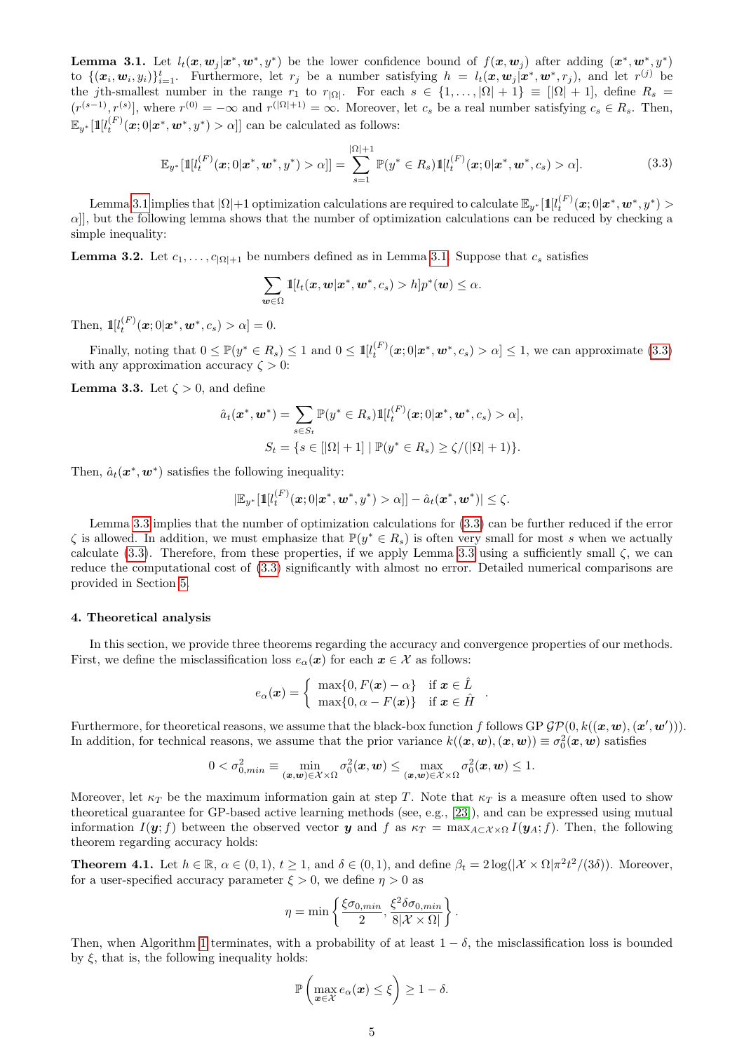**Lemma 3.1.** Let $l_t(\boldsymbol{x}, \boldsymbol{w}_j | \boldsymbol{x}^*, \boldsymbol{w}^*, y^*)$ be the lower confidence bound of $f(\boldsymbol{x}, \boldsymbol{w}_j)$ after adding $(\boldsymbol{x}^*, \boldsymbol{w}^*, y^*)$ to $\{(\boldsymbol{x}_i, \boldsymbol{w}_i, y_i)\}_{i=1}^t$. Furthermore, let $r_j$ be a number satisfying $h = l_t(\boldsymbol{x}, \boldsymbol{w}_j | \boldsymbol{x}^*, \boldsymbol{w}^*, r_j)$, and let $r^{(j)}$ be the $j$th-smallest number in the range $r_1$ to $r_{|\Omega|}$. For each $s \in \{1, \ldots, |\Omega|+1\} \equiv [|\Omega|+1]$, define $R_s = (r^{(s-1)}, r^{(s)}]$, where $r^{(0)} = -\infty$ and $r^{(|\Omega|+1)} = \infty$. Moreover, let $c_s$ be a real number satisfying $c_s \in R_s$. Then, $\mathbb{E}_{y^*}[\mathbb{1}[l_t^{(F)}(\boldsymbol{x}; 0 | \boldsymbol{x}^*, \boldsymbol{w}^*, y^*) > \alpha]]$ can be calculated as follows:

$$\mathbb{E}_{y^*}[\mathbb{1}[l_t^{(F)}(\boldsymbol{x}; 0 | \boldsymbol{x}^*, \boldsymbol{w}^*, y^*) > \alpha]] = \sum_{s=1}^{|\Omega|+1} \mathbb{P}(y^* \in R_s) \mathbb{1}[l_t^{(F)}(\boldsymbol{x}; 0 | \boldsymbol{x}^*, \boldsymbol{w}^*, c_s) > \alpha]. \tag{3.3}$$

Lemma 3.1 implies that $|\Omega|+1$ optimization calculations are required to calculate $\mathbb{E}_{y^*}[\mathbb{1}[l_t^{(F)}(\boldsymbol{x}; 0 | \boldsymbol{x}^*, \boldsymbol{w}^*, y^*) > \alpha]]$, but the following lemma shows that the number of optimization calculations can be reduced by checking a simple inequality:

**Lemma 3.2.** Let $c_1, \ldots, c_{|\Omega|+1}$ be numbers defined as in Lemma 3.1. Suppose that $c_s$ satisfies

$$\sum_{\boldsymbol{w} \in \Omega} \mathbb{1}[l_t(\boldsymbol{x}, \boldsymbol{w} | \boldsymbol{x}^*, \boldsymbol{w}^*, c_s) > h] p^*(\boldsymbol{w}) \leq \alpha.$$

Then, $\mathbb{1}[l_t^{(F)}(\boldsymbol{x}; 0 | \boldsymbol{x}^*, \boldsymbol{w}^*, c_s) > \alpha] = 0$.

Finally, noting that $0 \leq \mathbb{P}(y^* \in R_s) \leq 1$ and $0 \leq \mathbb{1}[l_t^{(F)}(\boldsymbol{x}; 0 | \boldsymbol{x}^*, \boldsymbol{w}^*, c_s) > \alpha] \leq 1$, we can approximate (3.3) with any approximation accuracy $\zeta > 0$:

**Lemma 3.3.** Let $\zeta > 0$, and define

$$\hat{a}_t(\boldsymbol{x}^*, \boldsymbol{w}^*) = \sum_{s \in S_t} \mathbb{P}(y^* \in R_s) \mathbb{1}[l_t^{(F)}(\boldsymbol{x}; 0 | \boldsymbol{x}^*, \boldsymbol{w}^*, c_s) > \alpha],$$
$$S_t = \{s \in [|\Omega|+1] \mid \mathbb{P}(y^* \in R_s) \geq \zeta / (|\Omega|+1)\}.$$

Then, $\hat{a}_t(\boldsymbol{x}^*, \boldsymbol{w}^*)$ satisfies the following inequality:

$$|\mathbb{E}_{y^*}[\mathbb{1}[l_t^{(F)}(\boldsymbol{x}; 0 | \boldsymbol{x}^*, \boldsymbol{w}^*, y^*) > \alpha]] - \hat{a}_t(\boldsymbol{x}^*, \boldsymbol{w}^*)| \leq \zeta.$$

Lemma 3.3 implies that the number of optimization calculations for (3.3) can be further reduced if the error $\zeta$ is allowed. In addition, we must emphasize that $\mathbb{P}(y^* \in R_s)$ is often very small for most $s$ when we actually calculate (3.3). Therefore, from these properties, if we apply Lemma 3.3 using a sufficiently small $\zeta$, we can reduce the computational cost of (3.3) significantly with almost no error. Detailed numerical comparisons are provided in Section 5.

## 4. Theoretical analysis

In this section, we provide three theorems regarding the accuracy and convergence properties of our methods. First, we define the misclassification loss $e_\alpha(\boldsymbol{x})$ for each $\boldsymbol{x} \in \mathcal{X}$ as follows:

$$e_\alpha(\boldsymbol{x}) = \begin{cases} \max\{0, F(\boldsymbol{x}) - \alpha\} & \text{if } \boldsymbol{x} \in \hat{L} \\ \max\{0, \alpha - F(\boldsymbol{x})\} & \text{if } \boldsymbol{x} \in \hat{H} \end{cases}.$$

Furthermore, for theoretical reasons, we assume that the black-box function $f$ follows GP $\mathcal{GP}(0, k((\boldsymbol{x}, \boldsymbol{w}), (\boldsymbol{x}', \boldsymbol{w}')))$. In addition, for technical reasons, we assume that the prior variance $k((\boldsymbol{x}, \boldsymbol{w}), (\boldsymbol{x}, \boldsymbol{w})) \equiv \sigma_0^2(\boldsymbol{x}, \boldsymbol{w})$ satisfies

$$0 < \sigma_{0,min}^2 \equiv \min_{(\boldsymbol{x}, \boldsymbol{w}) \in \mathcal{X} \times \Omega} \sigma_0^2(\boldsymbol{x}, \boldsymbol{w}) \leq \max_{(\boldsymbol{x}, \boldsymbol{w}) \in \mathcal{X} \times \Omega} \sigma_0^2(\boldsymbol{x}, \boldsymbol{w}) \leq 1.$$

Moreover, let $\kappa_T$ be the maximum information gain at step $T$. Note that $\kappa_T$ is a measure often used to show theoretical guarantee for GP-based active learning methods (see, e.g., [23]), and can be expressed using mutual information $I(\boldsymbol{y}; f)$ between the observed vector $\boldsymbol{y}$ and $f$ as $\kappa_T = \max_{A \subset \mathcal{X} \times \Omega} I(\boldsymbol{y}_A; f)$. Then, the following theorem regarding accuracy holds:

**Theorem 4.1.** Let $h \in \mathbb{R}$, $\alpha \in (0, 1)$, $t \geq 1$, and $\delta \in (0, 1)$, and define $\beta_t = 2 \log(|\mathcal{X} \times \Omega| \pi^2 t^2 / (3\delta))$. Moreover, for a user-specified accuracy parameter $\xi > 0$, we define $\eta > 0$ as

$$\eta = \min\left\{ \frac{\xi \sigma_{0,min}}{2}, \frac{\xi^2 \delta \sigma_{0,min}}{8|\mathcal{X} \times \Omega|} \right\}.$$

Then, when Algorithm 1 terminates, with a probability of at least $1 - \delta$, the misclassification loss is bounded by $\xi$, that is, the following inequality holds:

$$\mathbb{P}\left( \max_{\boldsymbol{x} \in \mathcal{X}} e_\alpha(\boldsymbol{x}) \leq \xi \right) \geq 1 - \delta.$$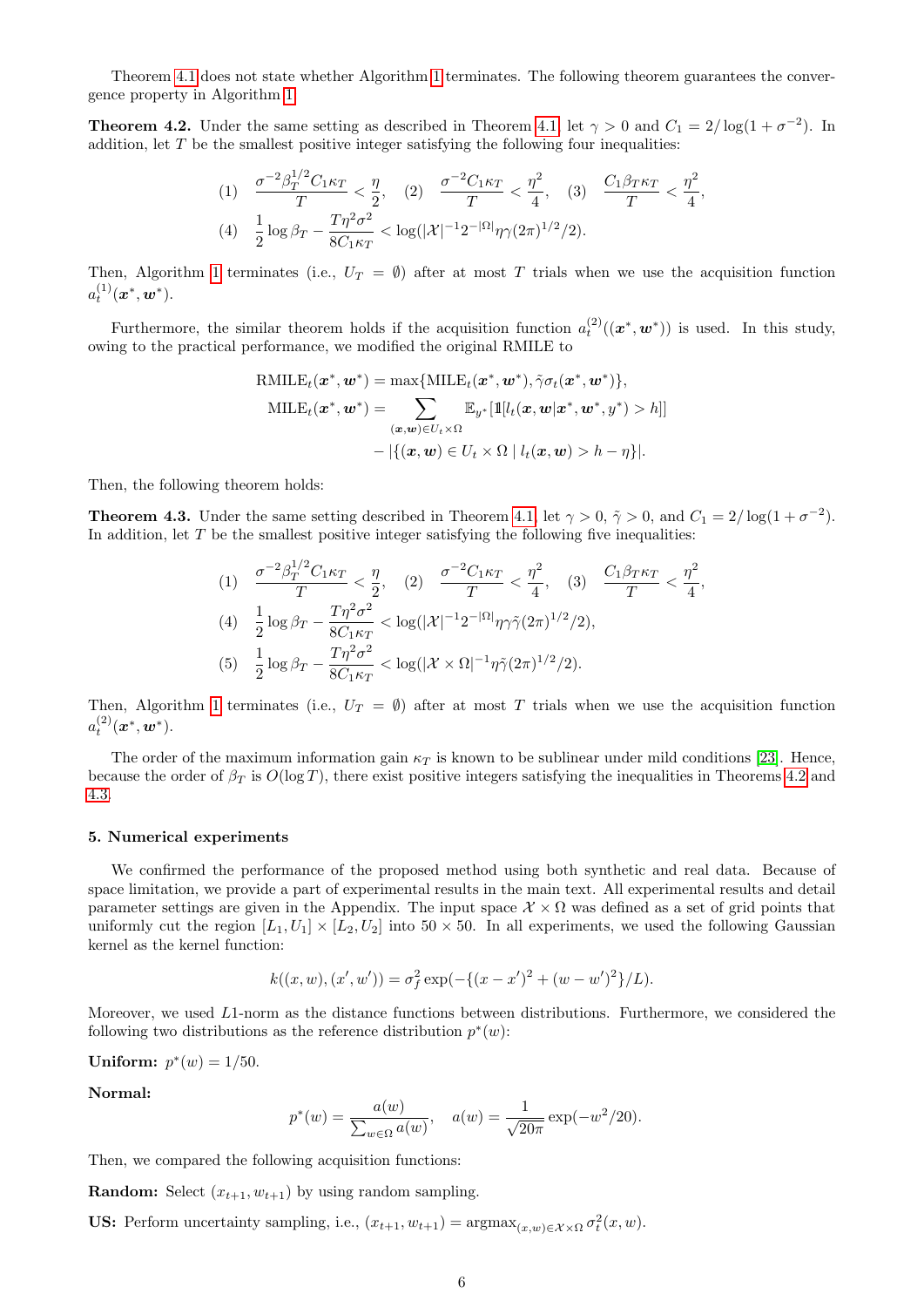Theorem 4.1 does not state whether Algorithm 1 terminates. The following theorem guarantees the convergence property in Algorithm 1.

**Theorem 4.2.** Under the same setting as described in Theorem 4.1, let $\gamma > 0$ and $C_1 = 2/\log(1+\sigma^{-2})$. In addition, let $T$ be the smallest positive integer satisfying the following four inequalities:

$$
(1)\quad \frac{\sigma^{-2}\beta_T^{1/2} C_1 \kappa_T}{T} < \frac{\eta}{2}, \quad (2)\quad \frac{\sigma^{-2} C_1 \kappa_T}{T} < \frac{\eta^2}{4}, \quad (3)\quad \frac{C_1 \beta_T \kappa_T}{T} < \frac{\eta^2}{4},
$$

$$
(4)\quad \frac{1}{2}\log \beta_T - \frac{T\eta^2\sigma^2}{8C_1\kappa_T} < \log(|\mathcal{X}|^{-1} 2^{-|\Omega|} \eta\gamma (2\pi)^{1/2}/2).
$$

Then, Algorithm 1 terminates (i.e., $U_T = \emptyset$) after at most $T$ trials when we use the acquisition function $a_t^{(1)}(\boldsymbol{x}^*, \boldsymbol{w}^*)$.

Furthermore, the similar theorem holds if the acquisition function $a_t^{(2)}((\boldsymbol{x}^*, \boldsymbol{w}^*))$ is used. In this study, owing to the practical performance, we modified the original RMILE to

$$
\begin{aligned}
\mathrm{RMILE}_t(\boldsymbol{x}^*, \boldsymbol{w}^*) &= \max\{\mathrm{MILE}_t(\boldsymbol{x}^*, \boldsymbol{w}^*), \tilde{\gamma}\sigma_t(\boldsymbol{x}^*, \boldsymbol{w}^*)\}, \\
\mathrm{MILE}_t(\boldsymbol{x}^*, \boldsymbol{w}^*) &= \sum_{(\boldsymbol{x}, \boldsymbol{w}) \in U_t \times \Omega} \mathbb{E}_{y^*}[\mathbb{1}[l_t(\boldsymbol{x}, \boldsymbol{w} | \boldsymbol{x}^*, \boldsymbol{w}^*, y^*) > h]] \\
&\quad - |\{(\boldsymbol{x}, \boldsymbol{w}) \in U_t \times \Omega \mid l_t(\boldsymbol{x}, \boldsymbol{w}) > h - \eta\}|.
\end{aligned}
$$

Then, the following theorem holds:

**Theorem 4.3.** Under the same setting described in Theorem 4.1, let $\gamma > 0$, $\tilde{\gamma} > 0$, and $C_1 = 2/\log(1+\sigma^{-2})$. In addition, let $T$ be the smallest positive integer satisfying the following five inequalities:

$$
(1)\quad \frac{\sigma^{-2}\beta_T^{1/2} C_1 \kappa_T}{T} < \frac{\eta}{2}, \quad (2)\quad \frac{\sigma^{-2} C_1 \kappa_T}{T} < \frac{\eta^2}{4}, \quad (3)\quad \frac{C_1 \beta_T \kappa_T}{T} < \frac{\eta^2}{4},
$$

$$
(4)\quad \frac{1}{2}\log \beta_T - \frac{T\eta^2\sigma^2}{8C_1\kappa_T} < \log(|\mathcal{X}|^{-1} 2^{-|\Omega|} \eta\gamma\tilde{\gamma} (2\pi)^{1/2}/2),
$$

$$
(5)\quad \frac{1}{2}\log \beta_T - \frac{T\eta^2\sigma^2}{8C_1\kappa_T} < \log(|\mathcal{X} \times \Omega|^{-1} \eta\tilde{\gamma} (2\pi)^{1/2}/2).
$$

Then, Algorithm 1 terminates (i.e., $U_T = \emptyset$) after at most $T$ trials when we use the acquisition function $a_t^{(2)}(\boldsymbol{x}^*, \boldsymbol{w}^*)$.

The order of the maximum information gain $\kappa_T$ is known to be sublinear under mild conditions [23]. Hence, because the order of $\beta_T$ is $O(\log T)$, there exist positive integers satisfying the inequalities in Theorems 4.2 and 4.3.

## 5. Numerical experiments

We confirmed the performance of the proposed method using both synthetic and real data. Because of space limitation, we provide a part of experimental results in the main text. All experimental results and detail parameter settings are given in the Appendix. The input space $\mathcal{X} \times \Omega$ was defined as a set of grid points that uniformly cut the region $[L_1, U_1] \times [L_2, U_2]$ into $50 \times 50$. In all experiments, we used the following Gaussian kernel as the kernel function:

$$
k((x, w), (x', w')) = \sigma_f^2 \exp(-\{(x - x')^2 + (w - w')^2\}/L).
$$

Moreover, we used $L1$-norm as the distance functions between distributions. Furthermore, we considered the following two distributions as the reference distribution $p^*(w)$:

**Uniform:** $p^*(w) = 1/50$.

**Normal:**

$$
p^*(w) = \frac{a(w)}{\sum_{w \in \Omega} a(w)}, \quad a(w) = \frac{1}{\sqrt{20\pi}} \exp(-w^2/20).
$$

Then, we compared the following acquisition functions:

**Random:** Select $(x_{t+1}, w_{t+1})$ by using random sampling.

**US:** Perform uncertainty sampling, i.e., $(x_{t+1}, w_{t+1}) = \operatorname{argmax}_{(x,w) \in \mathcal{X} \times \Omega} \sigma_t^2(x, w)$.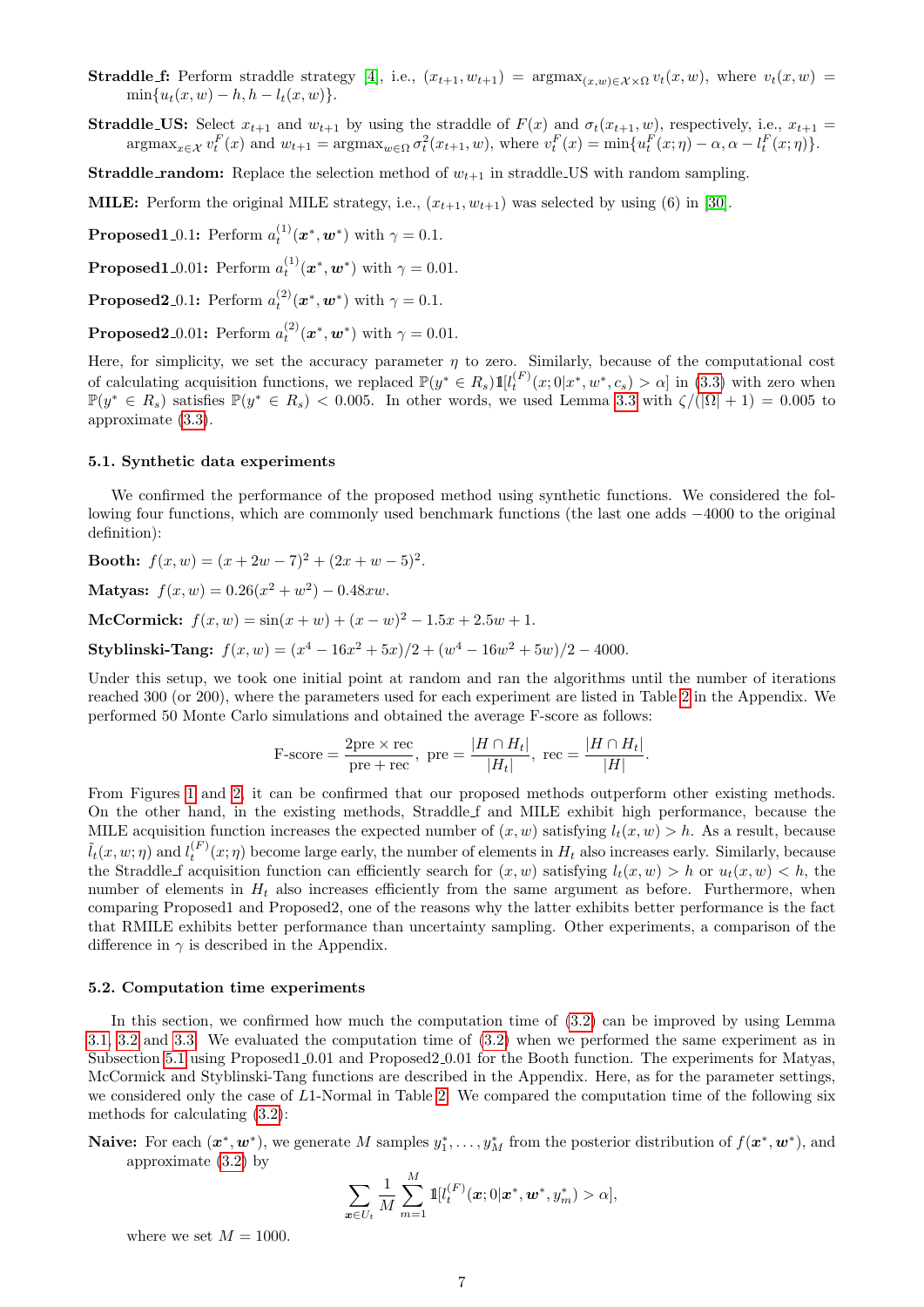**Straddle_f:** Perform straddle strategy [4], i.e., $(x_{t+1}, w_{t+1}) = \mathrm{argmax}_{(x,w)\in\mathcal{X}\times\Omega} v_t(x,w)$, where $v_t(x,w) = \min\{u_t(x,w) - h, h - l_t(x,w)\}$.

**Straddle_US:** Select $x_{t+1}$ and $w_{t+1}$ by using the straddle of $F(x)$ and $\sigma_t(x_{t+1}, w)$, respectively, i.e., $x_{t+1} = \mathrm{argmax}_{x\in\mathcal{X}} v^F_t(x)$ and $w_{t+1} = \mathrm{argmax}_{w\in\Omega} \sigma^2_t(x_{t+1}, w)$, where $v^F_t(x) = \min\{u^F_t(x;\eta) - \alpha, \alpha - l^F_t(x;\eta)\}$.

**Straddle_random:** Replace the selection method of $w_{t+1}$ in straddle_US with random sampling.

**MILE:** Perform the original MILE strategy, i.e., $(x_{t+1}, w_{t+1})$ was selected by using (6) in [30].

**Proposed1_0.1:** Perform $a^{(1)}_t(\boldsymbol{x}^*, \boldsymbol{w}^*)$ with $\gamma = 0.1$.

**Proposed1_0.01:** Perform $a^{(1)}_t(\boldsymbol{x}^*, \boldsymbol{w}^*)$ with $\gamma = 0.01$.

**Proposed2_0.1:** Perform $a^{(2)}_t(\boldsymbol{x}^*, \boldsymbol{w}^*)$ with $\gamma = 0.1$.

**Proposed2_0.01:** Perform $a^{(2)}_t(\boldsymbol{x}^*, \boldsymbol{w}^*)$ with $\gamma = 0.01$.

Here, for simplicity, we set the accuracy parameter $\eta$ to zero. Similarly, because of the computational cost of calculating acquisition functions, we replaced $\mathbb{P}(y^* \in R_s)\mathbb{1}[l^{(F)}_t(x;0|x^*, w^*, c_s) > \alpha]$ in (3.3) with zero when $\mathbb{P}(y^* \in R_s)$ satisfies $\mathbb{P}(y^* \in R_s) < 0.005$. In other words, we used Lemma 3.3 with $\zeta/(|\Omega|+1) = 0.005$ to approximate (3.3).

### 5.1. Synthetic data experiments

We confirmed the performance of the proposed method using synthetic functions. We considered the following four functions, which are commonly used benchmark functions (the last one adds $-4000$ to the original definition):

**Booth:** $f(x,w) = (x + 2w - 7)^2 + (2x + w - 5)^2$.

**Matyas:** $f(x,w) = 0.26(x^2 + w^2) - 0.48xw$.

**McCormick:** $f(x,w) = \sin(x + w) + (x - w)^2 - 1.5x + 2.5w + 1$.

**Styblinski-Tang:** $f(x,w) = (x^4 - 16x^2 + 5x)/2 + (w^4 - 16w^2 + 5w)/2 - 4000$.

Under this setup, we took one initial point at random and ran the algorithms until the number of iterations reached 300 (or 200), where the parameters used for each experiment are listed in Table 2 in the Appendix. We performed 50 Monte Carlo simulations and obtained the average F-score as follows:

$$\text{F-score} = \frac{2\text{pre} \times \text{rec}}{\text{pre} + \text{rec}}, \ \text{pre} = \frac{|H \cap H_t|}{|H_t|}, \ \text{rec} = \frac{|H \cap H_t|}{|H|}.$$

From Figures 1 and 2, it can be confirmed that our proposed methods outperform other existing methods. On the other hand, in the existing methods, Straddle_f and MILE exhibit high performance, because the MILE acquisition function increases the expected number of $(x,w)$ satisfying $l_t(x,w) > h$. As a result, because $\tilde{l}_t(x,w;\eta)$ and $l^{(F)}_t(x;\eta)$ become large early, the number of elements in $H_t$ also increases early. Similarly, because the Straddle_f acquisition function can efficiently search for $(x,w)$ satisfying $l_t(x,w) > h$ or $u_t(x,w) < h$, the number of elements in $H_t$ also increases efficiently from the same argument as before. Furthermore, when comparing Proposed1 and Proposed2, one of the reasons why the latter exhibits better performance is the fact that RMILE exhibits better performance than uncertainty sampling. Other experiments, a comparison of the difference in $\gamma$ is described in the Appendix.

### 5.2. Computation time experiments

In this section, we confirmed how much the computation time of (3.2) can be improved by using Lemma 3.1, 3.2 and 3.3. We evaluated the computation time of (3.2) when we performed the same experiment as in Subsection 5.1 using Proposed1_0.01 and Proposed2_0.01 for the Booth function. The experiments for Matyas, McCormick and Styblinski-Tang functions are described in the Appendix. Here, as for the parameter settings, we considered only the case of $L1$-Normal in Table 2. We compared the computation time of the following six methods for calculating (3.2):

**Naive:** For each $(\boldsymbol{x}^*, \boldsymbol{w}^*)$, we generate $M$ samples $y^*_1, \ldots, y^*_M$ from the posterior distribution of $f(\boldsymbol{x}^*, \boldsymbol{w}^*)$, and approximate (3.2) by

$$\sum_{\boldsymbol{x}\in U_t} \frac{1}{M} \sum_{m=1}^{M} \mathbb{1}[l^{(F)}_t(\boldsymbol{x};0|\boldsymbol{x}^*, \boldsymbol{w}^*, y^*_m) > \alpha],$$

where we set $M = 1000$.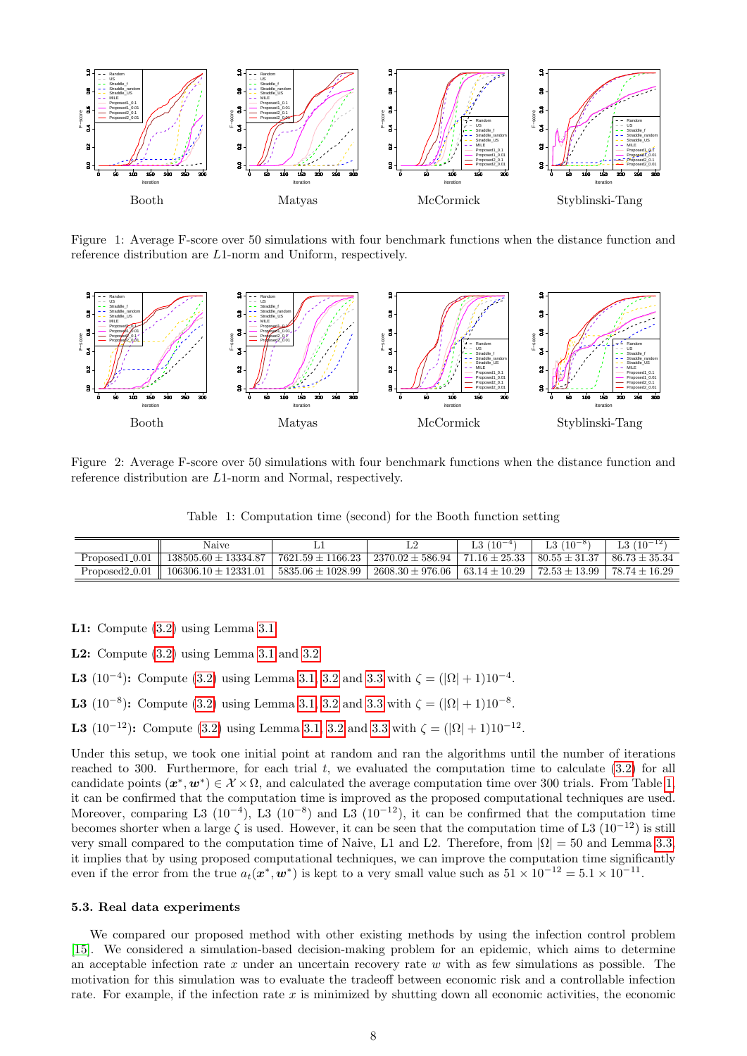Booth Matyas McCormick Styblinski-Tang

Figure 1: Average F-score over 50 simulations with four benchmark functions when the distance function and reference distribution are $L1$-norm and Uniform, respectively.

Booth Matyas McCormick Styblinski-Tang

Figure 2: Average F-score over 50 simulations with four benchmark functions when the distance function and reference distribution are $L1$-norm and Normal, respectively.

Table 1: Computation time (second) for the Booth function setting

| | Naive | L1 | L2 | L3 ($10^{-4}$) | L3 ($10^{-8}$) | L3 ($10^{-12}$) |
|---|---|---|---|---|---|---|
| Proposed1_0.01 | 138505.60 ± 13334.87 | 7621.59 ± 1166.23 | 2370.02 ± 586.94 | 71.16 ± 25.33 | 80.55 ± 31.37 | 86.73 ± 35.34 |
| Proposed2_0.01 | 106306.10 ± 12331.01 | 5835.06 ± 1028.99 | 2608.30 ± 976.06 | 63.14 ± 10.29 | 72.53 ± 13.99 | 78.74 ± 16.29 |

**L1:** Compute (3.2) using Lemma 3.1.

**L2:** Compute (3.2) using Lemma 3.1 and 3.2.

**L3** ($10^{-4}$)**:** Compute (3.2) using Lemma 3.1, 3.2 and 3.3 with $\zeta = (|\Omega| + 1)10^{-4}$.

**L3** ($10^{-8}$)**:** Compute (3.2) using Lemma 3.1, 3.2 and 3.3 with $\zeta = (|\Omega| + 1)10^{-8}$.

**L3** ($10^{-12}$)**:** Compute (3.2) using Lemma 3.1, 3.2 and 3.3 with $\zeta = (|\Omega| + 1)10^{-12}$.

Under this setup, we took one initial point at random and ran the algorithms until the number of iterations reached to 300. Furthermore, for each trial $t$, we evaluated the computation time to calculate (3.2) for all candidate points $(\boldsymbol{x}^*, \boldsymbol{w}^*) \in \mathcal{X} \times \Omega$, and calculated the average computation time over 300 trials. From Table 1, it can be confirmed that the computation time is improved as the proposed computational techniques are used. Moreover, comparing L3 ($10^{-4}$), L3 ($10^{-8}$) and L3 ($10^{-12}$), it can be confirmed that the computation time becomes shorter when a large $\zeta$ is used. However, it can be seen that the computation time of L3 ($10^{-12}$) is still very small compared to the computation time of Naive, L1 and L2. Therefore, from $|\Omega| = 50$ and Lemma 3.3, it implies that by using proposed computational techniques, we can improve the computation time significantly even if the error from the true $a_t(\boldsymbol{x}^*, \boldsymbol{w}^*)$ is kept to a very small value such as $51 \times 10^{-12} = 5.1 \times 10^{-11}$.

### 5.3. Real data experiments

We compared our proposed method with other existing methods by using the infection control problem [15]. We considered a simulation-based decision-making problem for an epidemic, which aims to determine an acceptable infection rate $x$ under an uncertain recovery rate $w$ with as few simulations as possible. The motivation for this simulation was to evaluate the tradeoff between economic risk and a controllable infection rate. For example, if the infection rate $x$ is minimized by shutting down all economic activities, the economic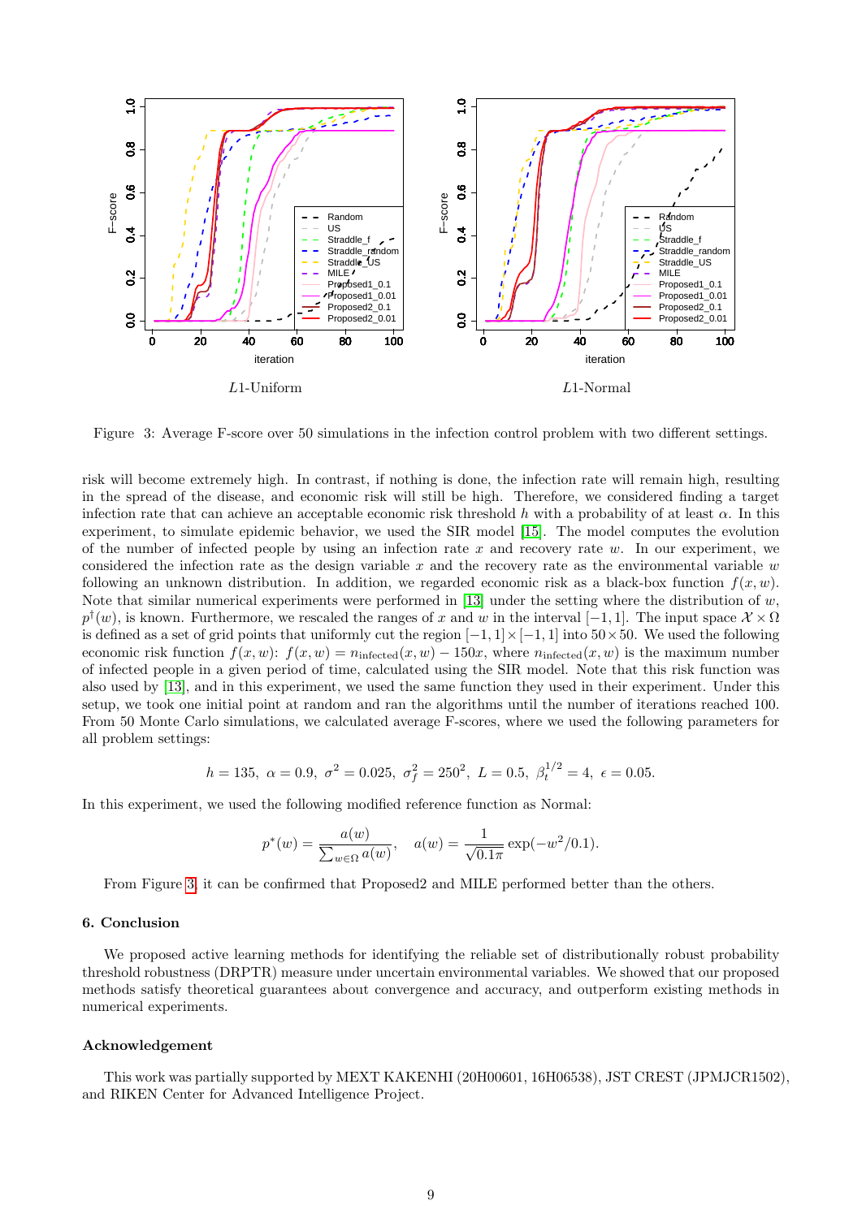Figure 3: Average F-score over 50 simulations in the infection control problem with two different settings.

risk will become extremely high. In contrast, if nothing is done, the infection rate will remain high, resulting in the spread of the disease, and economic risk will still be high. Therefore, we considered finding a target infection rate that can achieve an acceptable economic risk threshold $h$ with a probability of at least $\alpha$. In this experiment, to simulate epidemic behavior, we used the SIR model [15]. The model computes the evolution of the number of infected people by using an infection rate $x$ and recovery rate $w$. In our experiment, we considered the infection rate as the design variable $x$ and the recovery rate as the environmental variable $w$ following an unknown distribution. In addition, we regarded economic risk as a black-box function $f(x, w)$. Note that similar numerical experiments were performed in [13] under the setting where the distribution of $w$, $p^\dagger(w)$, is known. Furthermore, we rescaled the ranges of $x$ and $w$ in the interval $[-1, 1]$. The input space $\mathcal{X} \times \Omega$ is defined as a set of grid points that uniformly cut the region $[-1, 1] \times [-1, 1]$ into $50 \times 50$. We used the following economic risk function $f(x, w)$: $f(x, w) = n_{\text{infected}}(x, w) - 150x$, where $n_{\text{infected}}(x, w)$ is the maximum number of infected people in a given period of time, calculated using the SIR model. Note that this risk function was also used by [13], and in this experiment, we used the same function they used in their experiment. Under this setup, we took one initial point at random and ran the algorithms until the number of iterations reached 100. From 50 Monte Carlo simulations, we calculated average F-scores, where we used the following parameters for all problem settings:

$$h = 135,\ \alpha = 0.9,\ \sigma^2 = 0.025,\ \sigma_f^2 = 250^2,\ L = 0.5,\ \beta_t^{1/2} = 4,\ \epsilon = 0.05.$$

In this experiment, we used the following modified reference function as Normal:

$$p^*(w) = \frac{a(w)}{\sum_{w \in \Omega} a(w)}, \quad a(w) = \frac{1}{\sqrt{0.1\pi}} \exp(-w^2/0.1).$$

From Figure 3, it can be confirmed that Proposed2 and MILE performed better than the others.

## 6. Conclusion

We proposed active learning methods for identifying the reliable set of distributionally robust probability threshold robustness (DRPTR) measure under uncertain environmental variables. We showed that our proposed methods satisfy theoretical guarantees about convergence and accuracy, and outperform existing methods in numerical experiments.

### Acknowledgement

This work was partially supported by MEXT KAKENHI (20H00601, 16H06538), JST CREST (JPMJCR1502), and RIKEN Center for Advanced Intelligence Project.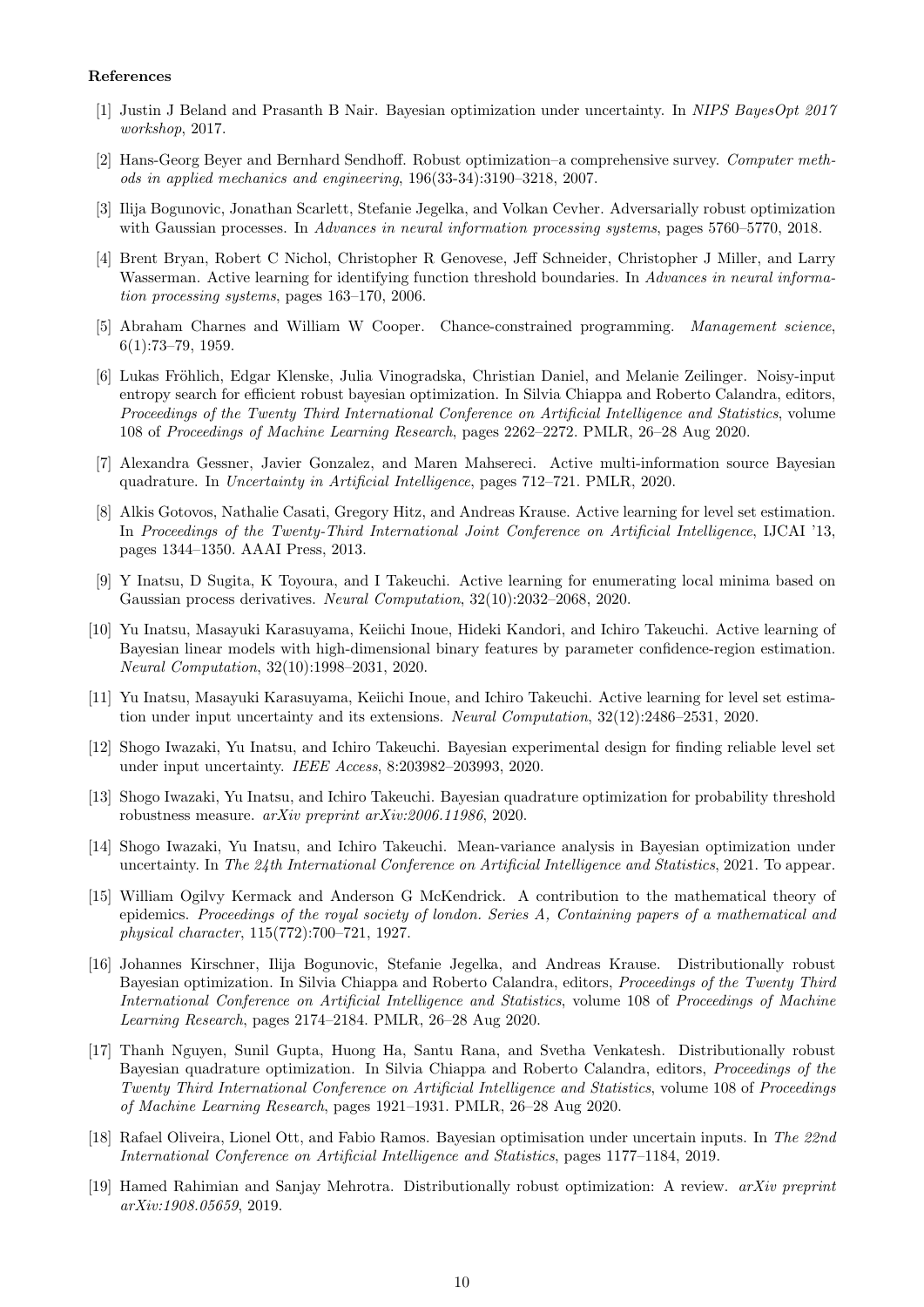#### References

[1] Justin J Beland and Prasanth B Nair. Bayesian optimization under uncertainty. In *NIPS BayesOpt 2017 workshop*, 2017.

[2] Hans-Georg Beyer and Bernhard Sendhoff. Robust optimization–a comprehensive survey. *Computer methods in applied mechanics and engineering*, 196(33-34):3190–3218, 2007.

[3] Ilija Bogunovic, Jonathan Scarlett, Stefanie Jegelka, and Volkan Cevher. Adversarially robust optimization with Gaussian processes. In *Advances in neural information processing systems*, pages 5760–5770, 2018.

[4] Brent Bryan, Robert C Nichol, Christopher R Genovese, Jeff Schneider, Christopher J Miller, and Larry Wasserman. Active learning for identifying function threshold boundaries. In *Advances in neural information processing systems*, pages 163–170, 2006.

[5] Abraham Charnes and William W Cooper. Chance-constrained programming. *Management science*, 6(1):73–79, 1959.

[6] Lukas Fröhlich, Edgar Klenske, Julia Vinogradska, Christian Daniel, and Melanie Zeilinger. Noisy-input entropy search for efficient robust bayesian optimization. In Silvia Chiappa and Roberto Calandra, editors, *Proceedings of the Twenty Third International Conference on Artificial Intelligence and Statistics*, volume 108 of *Proceedings of Machine Learning Research*, pages 2262–2272. PMLR, 26–28 Aug 2020.

[7] Alexandra Gessner, Javier Gonzalez, and Maren Mahsereci. Active multi-information source Bayesian quadrature. In *Uncertainty in Artificial Intelligence*, pages 712–721. PMLR, 2020.

[8] Alkis Gotovos, Nathalie Casati, Gregory Hitz, and Andreas Krause. Active learning for level set estimation. In *Proceedings of the Twenty-Third International Joint Conference on Artificial Intelligence*, IJCAI '13, pages 1344–1350. AAAI Press, 2013.

[9] Y Inatsu, D Sugita, K Toyoura, and I Takeuchi. Active learning for enumerating local minima based on Gaussian process derivatives. *Neural Computation*, 32(10):2032–2068, 2020.

[10] Yu Inatsu, Masayuki Karasuyama, Keiichi Inoue, Hideki Kandori, and Ichiro Takeuchi. Active learning of Bayesian linear models with high-dimensional binary features by parameter confidence-region estimation. *Neural Computation*, 32(10):1998–2031, 2020.

[11] Yu Inatsu, Masayuki Karasuyama, Keiichi Inoue, and Ichiro Takeuchi. Active learning for level set estimation under input uncertainty and its extensions. *Neural Computation*, 32(12):2486–2531, 2020.

[12] Shogo Iwazaki, Yu Inatsu, and Ichiro Takeuchi. Bayesian experimental design for finding reliable level set under input uncertainty. *IEEE Access*, 8:203982–203993, 2020.

[13] Shogo Iwazaki, Yu Inatsu, and Ichiro Takeuchi. Bayesian quadrature optimization for probability threshold robustness measure. *arXiv preprint arXiv:2006.11986*, 2020.

[14] Shogo Iwazaki, Yu Inatsu, and Ichiro Takeuchi. Mean-variance analysis in Bayesian optimization under uncertainty. In *The 24th International Conference on Artificial Intelligence and Statistics*, 2021. To appear.

[15] William Ogilvy Kermack and Anderson G McKendrick. A contribution to the mathematical theory of epidemics. *Proceedings of the royal society of london. Series A, Containing papers of a mathematical and physical character*, 115(772):700–721, 1927.

[16] Johannes Kirschner, Ilija Bogunovic, Stefanie Jegelka, and Andreas Krause. Distributionally robust Bayesian optimization. In Silvia Chiappa and Roberto Calandra, editors, *Proceedings of the Twenty Third International Conference on Artificial Intelligence and Statistics*, volume 108 of *Proceedings of Machine Learning Research*, pages 2174–2184. PMLR, 26–28 Aug 2020.

[17] Thanh Nguyen, Sunil Gupta, Huong Ha, Santu Rana, and Svetha Venkatesh. Distributionally robust Bayesian quadrature optimization. In Silvia Chiappa and Roberto Calandra, editors, *Proceedings of the Twenty Third International Conference on Artificial Intelligence and Statistics*, volume 108 of *Proceedings of Machine Learning Research*, pages 1921–1931. PMLR, 26–28 Aug 2020.

[18] Rafael Oliveira, Lionel Ott, and Fabio Ramos. Bayesian optimisation under uncertain inputs. In *The 22nd International Conference on Artificial Intelligence and Statistics*, pages 1177–1184, 2019.

[19] Hamed Rahimian and Sanjay Mehrotra. Distributionally robust optimization: A review. *arXiv preprint arXiv:1908.05659*, 2019.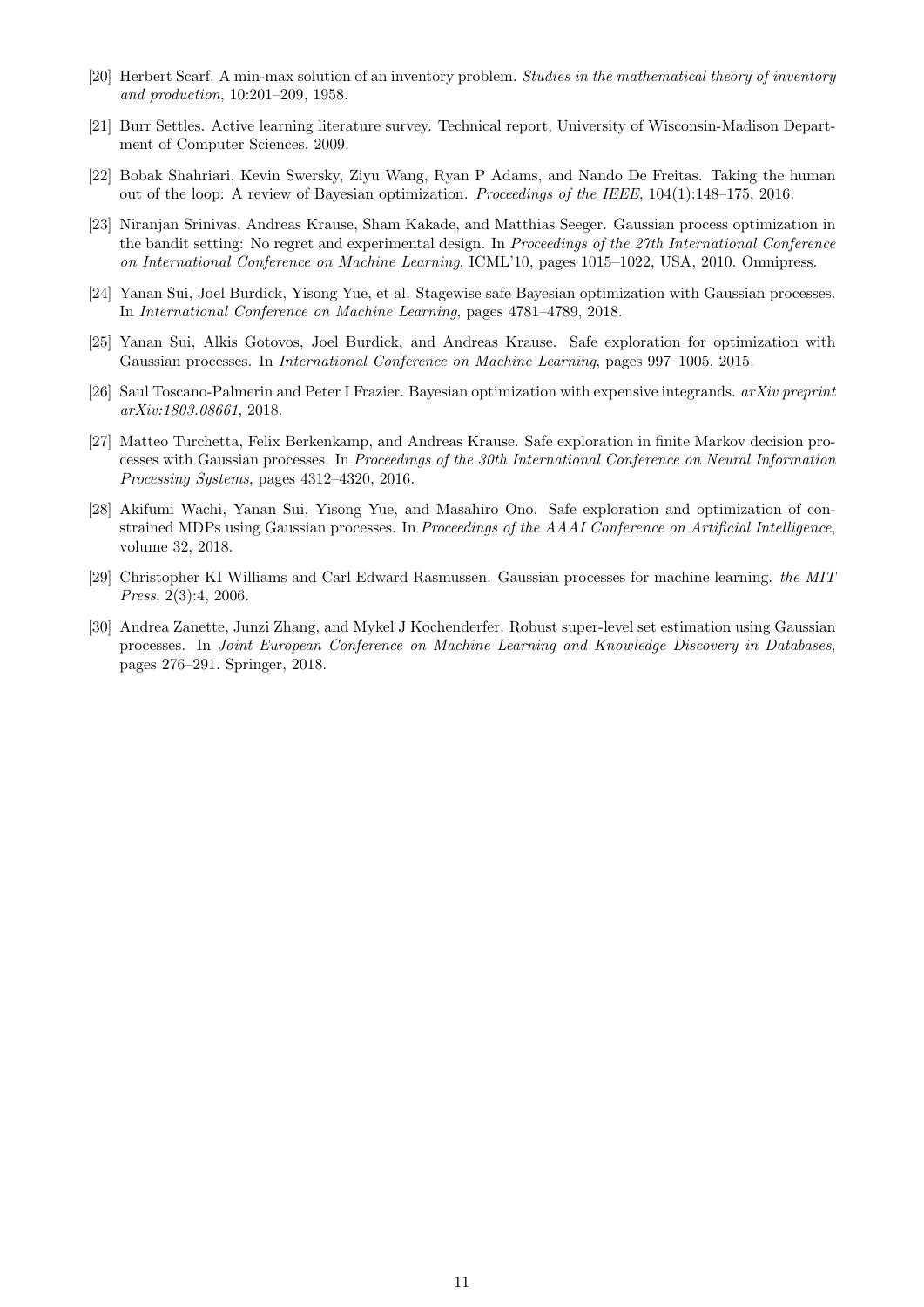[20] Herbert Scarf. A min-max solution of an inventory problem. *Studies in the mathematical theory of inventory and production*, 10:201–209, 1958.

[21] Burr Settles. Active learning literature survey. Technical report, University of Wisconsin-Madison Department of Computer Sciences, 2009.

[22] Bobak Shahriari, Kevin Swersky, Ziyu Wang, Ryan P Adams, and Nando De Freitas. Taking the human out of the loop: A review of Bayesian optimization. *Proceedings of the IEEE*, 104(1):148–175, 2016.

[23] Niranjan Srinivas, Andreas Krause, Sham Kakade, and Matthias Seeger. Gaussian process optimization in the bandit setting: No regret and experimental design. In *Proceedings of the 27th International Conference on International Conference on Machine Learning*, ICML'10, pages 1015–1022, USA, 2010. Omnipress.

[24] Yanan Sui, Joel Burdick, Yisong Yue, et al. Stagewise safe Bayesian optimization with Gaussian processes. In *International Conference on Machine Learning*, pages 4781–4789, 2018.

[25] Yanan Sui, Alkis Gotovos, Joel Burdick, and Andreas Krause. Safe exploration for optimization with Gaussian processes. In *International Conference on Machine Learning*, pages 997–1005, 2015.

[26] Saul Toscano-Palmerin and Peter I Frazier. Bayesian optimization with expensive integrands. *arXiv preprint arXiv:1803.08661*, 2018.

[27] Matteo Turchetta, Felix Berkenkamp, and Andreas Krause. Safe exploration in finite Markov decision processes with Gaussian processes. In *Proceedings of the 30th International Conference on Neural Information Processing Systems*, pages 4312–4320, 2016.

[28] Akifumi Wachi, Yanan Sui, Yisong Yue, and Masahiro Ono. Safe exploration and optimization of constrained MDPs using Gaussian processes. In *Proceedings of the AAAI Conference on Artificial Intelligence*, volume 32, 2018.

[29] Christopher KI Williams and Carl Edward Rasmussen. Gaussian processes for machine learning. *the MIT Press*, 2(3):4, 2006.

[30] Andrea Zanette, Junzi Zhang, and Mykel J Kochenderfer. Robust super-level set estimation using Gaussian processes. In *Joint European Conference on Machine Learning and Knowledge Discovery in Databases*, pages 276–291. Springer, 2018.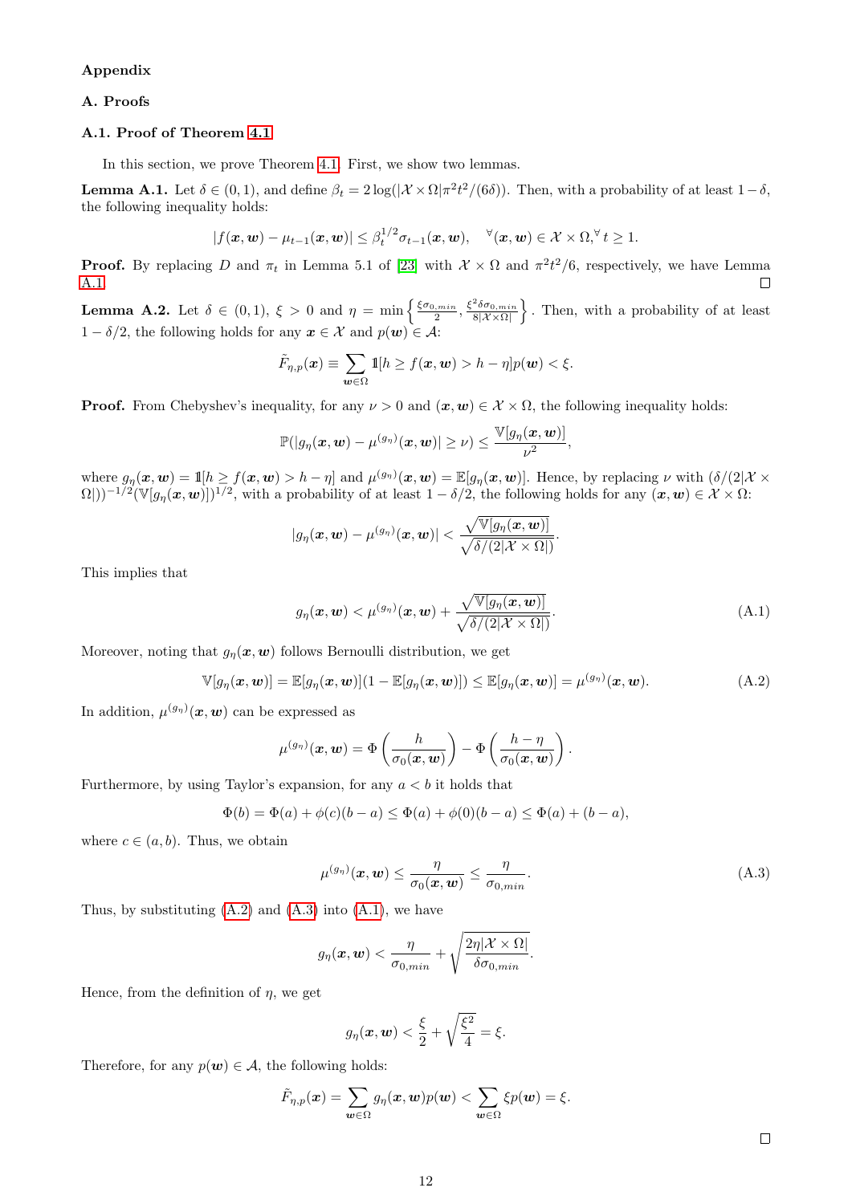**Appendix**

## A. Proofs

### A.1. Proof of Theorem 4.1

In this section, we prove Theorem 4.1. First, we show two lemmas.

**Lemma A.1.** Let $\delta \in (0,1)$, and define $\beta_t = 2\log(|\mathcal{X} \times \Omega| \pi^2 t^2/(6\delta))$. Then, with a probability of at least $1-\delta$, the following inequality holds:

$$|f(\boldsymbol{x}, \boldsymbol{w}) - \mu_{t-1}(\boldsymbol{x}, \boldsymbol{w})| \le \beta_t^{1/2} \sigma_{t-1}(\boldsymbol{x}, \boldsymbol{w}), \quad {}^{\forall}(\boldsymbol{x}, \boldsymbol{w}) \in \mathcal{X} \times \Omega, {}^{\forall} t \ge 1.$$

**Proof.** By replacing $D$ and $\pi_t$ in Lemma 5.1 of [23] with $\mathcal{X} \times \Omega$ and $\pi^2 t^2/6$, respectively, we have Lemma A.1. $\square$

**Lemma A.2.** Let $\delta \in (0,1)$, $\xi > 0$ and $\eta = \min\left\{ \frac{\xi \sigma_{0,min}}{2}, \frac{\xi^2 \delta \sigma_{0,min}}{8|\mathcal{X} \times \Omega|} \right\}$. Then, with a probability of at least $1-\delta/2$, the following holds for any $\boldsymbol{x} \in \mathcal{X}$ and $p(\boldsymbol{w}) \in \mathcal{A}$:

$$\tilde{F}_{\eta,p}(\boldsymbol{x}) \equiv \sum_{\boldsymbol{w} \in \Omega} \mathbb{1}[h \ge f(\boldsymbol{x}, \boldsymbol{w}) > h - \eta] p(\boldsymbol{w}) < \xi.$$

**Proof.** From Chebyshev's inequality, for any $\nu > 0$ and $(\boldsymbol{x}, \boldsymbol{w}) \in \mathcal{X} \times \Omega$, the following inequality holds:

$$\mathbb{P}(|g_\eta(\boldsymbol{x}, \boldsymbol{w}) - \mu^{(g_\eta)}(\boldsymbol{x}, \boldsymbol{w})| \ge \nu) \le \frac{\mathbb{V}[g_\eta(\boldsymbol{x}, \boldsymbol{w})]}{\nu^2},$$

where $g_\eta(\boldsymbol{x}, \boldsymbol{w}) = \mathbb{1}[h \ge f(\boldsymbol{x}, \boldsymbol{w}) > h - \eta]$ and $\mu^{(g_\eta)}(\boldsymbol{x}, \boldsymbol{w}) = \mathbb{E}[g_\eta(\boldsymbol{x}, \boldsymbol{w})]$. Hence, by replacing $\nu$ with $(\delta/(2|\mathcal{X} \times \Omega|))^{-1/2} (\mathbb{V}[g_\eta(\boldsymbol{x}, \boldsymbol{w})])^{1/2}$, with a probability of at least $1-\delta/2$, the following holds for any $(\boldsymbol{x}, \boldsymbol{w}) \in \mathcal{X} \times \Omega$:

$$|g_\eta(\boldsymbol{x}, \boldsymbol{w}) - \mu^{(g_\eta)}(\boldsymbol{x}, \boldsymbol{w})| < \frac{\sqrt{\mathbb{V}[g_\eta(\boldsymbol{x}, \boldsymbol{w})]}}{\sqrt{\delta/(2|\mathcal{X} \times \Omega|)}}.$$

This implies that

$$g_\eta(\boldsymbol{x}, \boldsymbol{w}) < \mu^{(g_\eta)}(\boldsymbol{x}, \boldsymbol{w}) + \frac{\sqrt{\mathbb{V}[g_\eta(\boldsymbol{x}, \boldsymbol{w})]}}{\sqrt{\delta/(2|\mathcal{X} \times \Omega|)}}. \tag{A.1}$$

Moreover, noting that $g_\eta(\boldsymbol{x}, \boldsymbol{w})$ follows Bernoulli distribution, we get

$$\mathbb{V}[g_\eta(\boldsymbol{x}, \boldsymbol{w})] = \mathbb{E}[g_\eta(\boldsymbol{x}, \boldsymbol{w})](1 - \mathbb{E}[g_\eta(\boldsymbol{x}, \boldsymbol{w})]) \le \mathbb{E}[g_\eta(\boldsymbol{x}, \boldsymbol{w})] = \mu^{(g_\eta)}(\boldsymbol{x}, \boldsymbol{w}). \tag{A.2}$$

In addition, $\mu^{(g_\eta)}(\boldsymbol{x}, \boldsymbol{w})$ can be expressed as

$$\mu^{(g_\eta)}(\boldsymbol{x}, \boldsymbol{w}) = \Phi\left( \frac{h}{\sigma_0(\boldsymbol{x}, \boldsymbol{w})} \right) - \Phi\left( \frac{h - \eta}{\sigma_0(\boldsymbol{x}, \boldsymbol{w})} \right).$$

Furthermore, by using Taylor's expansion, for any $a < b$ it holds that

$$\Phi(b) = \Phi(a) + \phi(c)(b-a) \le \Phi(a) + \phi(0)(b-a) \le \Phi(a) + (b-a),$$

where $c \in (a,b)$. Thus, we obtain

$$\mu^{(g_\eta)}(\boldsymbol{x}, \boldsymbol{w}) \le \frac{\eta}{\sigma_0(\boldsymbol{x}, \boldsymbol{w})} \le \frac{\eta}{\sigma_{0,min}}. \tag{A.3}$$

Thus, by substituting (A.2) and (A.3) into (A.1), we have

$$g_\eta(\boldsymbol{x}, \boldsymbol{w}) < \frac{\eta}{\sigma_{0,min}} + \sqrt{\frac{2\eta|\mathcal{X} \times \Omega|}{\delta \sigma_{0,min}}}.$$

Hence, from the definition of $\eta$, we get

$$g_\eta(\boldsymbol{x}, \boldsymbol{w}) < \frac{\xi}{2} + \sqrt{\frac{\xi^2}{4}} = \xi.$$

Therefore, for any $p(\boldsymbol{w}) \in \mathcal{A}$, the following holds:

$$\tilde{F}_{\eta,p}(\boldsymbol{x}) = \sum_{\boldsymbol{w} \in \Omega} g_\eta(\boldsymbol{x}, \boldsymbol{w}) p(\boldsymbol{w}) < \sum_{\boldsymbol{w} \in \Omega} \xi p(\boldsymbol{w}) = \xi.$$

$\square$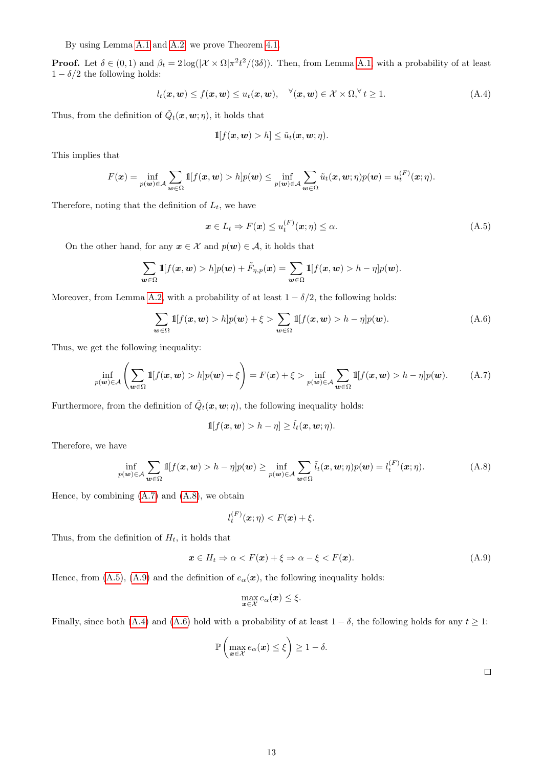By using Lemma A.1 and A.2, we prove Theorem 4.1.

**Proof.** Let $\delta \in (0,1)$ and $\beta_t = 2\log(|\mathcal{X} \times \Omega|\pi^2 t^2/(3\delta))$. Then, from Lemma A.1, with a probability of at least $1-\delta/2$ the following holds:

$$l_t(\boldsymbol{x},\boldsymbol{w}) \le f(\boldsymbol{x},\boldsymbol{w}) \le u_t(\boldsymbol{x},\boldsymbol{w}), \quad {}^\forall(\boldsymbol{x},\boldsymbol{w}) \in \mathcal{X} \times \Omega, {}^\forall t \ge 1. \tag{A.4}$$

Thus, from the definition of $\tilde{Q}_t(\boldsymbol{x},\boldsymbol{w};\eta)$, it holds that

$$\mathbb{1}[f(\boldsymbol{x},\boldsymbol{w}) > h] \le \tilde{u}_t(\boldsymbol{x},\boldsymbol{w};\eta).$$

This implies that

$$F(\boldsymbol{x}) = \inf_{p(\boldsymbol{w})\in\mathcal{A}} \sum_{\boldsymbol{w}\in\Omega} \mathbb{1}[f(\boldsymbol{x},\boldsymbol{w}) > h]p(\boldsymbol{w}) \le \inf_{p(\boldsymbol{w})\in\mathcal{A}} \sum_{\boldsymbol{w}\in\Omega} \tilde{u}_t(\boldsymbol{x},\boldsymbol{w};\eta)p(\boldsymbol{w}) = u_t^{(F)}(\boldsymbol{x};\eta).$$

Therefore, noting that the definition of $L_t$, we have

$$\boldsymbol{x} \in L_t \Rightarrow F(\boldsymbol{x}) \le u_t^{(F)}(\boldsymbol{x};\eta) \le \alpha. \tag{A.5}$$

On the other hand, for any $\boldsymbol{x} \in \mathcal{X}$ and $p(\boldsymbol{w}) \in \mathcal{A}$, it holds that

$$\sum_{\boldsymbol{w}\in\Omega} \mathbb{1}[f(\boldsymbol{x},\boldsymbol{w}) > h]p(\boldsymbol{w}) + \tilde{F}_{\eta,p}(\boldsymbol{x}) = \sum_{\boldsymbol{w}\in\Omega} \mathbb{1}[f(\boldsymbol{x},\boldsymbol{w}) > h-\eta]p(\boldsymbol{w}).$$

Moreover, from Lemma A.2, with a probability of at least $1-\delta/2$, the following holds:

$$\sum_{\boldsymbol{w}\in\Omega} \mathbb{1}[f(\boldsymbol{x},\boldsymbol{w}) > h]p(\boldsymbol{w}) + \xi > \sum_{\boldsymbol{w}\in\Omega} \mathbb{1}[f(\boldsymbol{x},\boldsymbol{w}) > h-\eta]p(\boldsymbol{w}). \tag{A.6}$$

Thus, we get the following inequality:

$$\inf_{p(\boldsymbol{w})\in\mathcal{A}} \left( \sum_{\boldsymbol{w}\in\Omega} \mathbb{1}[f(\boldsymbol{x},\boldsymbol{w}) > h]p(\boldsymbol{w}) + \xi \right) = F(\boldsymbol{x}) + \xi > \inf_{p(\boldsymbol{w})\in\mathcal{A}} \sum_{\boldsymbol{w}\in\Omega} \mathbb{1}[f(\boldsymbol{x},\boldsymbol{w}) > h-\eta]p(\boldsymbol{w}). \tag{A.7}$$

Furthermore, from the definition of $\tilde{Q}_t(\boldsymbol{x},\boldsymbol{w};\eta)$, the following inequality holds:

$$\mathbb{1}[f(\boldsymbol{x},\boldsymbol{w}) > h-\eta] \ge \tilde{l}_t(\boldsymbol{x},\boldsymbol{w};\eta).$$

Therefore, we have

$$\inf_{p(\boldsymbol{w})\in\mathcal{A}} \sum_{\boldsymbol{w}\in\Omega} \mathbb{1}[f(\boldsymbol{x},\boldsymbol{w}) > h-\eta]p(\boldsymbol{w}) \ge \inf_{p(\boldsymbol{w})\in\mathcal{A}} \sum_{\boldsymbol{w}\in\Omega} \tilde{l}_t(\boldsymbol{x},\boldsymbol{w};\eta)p(\boldsymbol{w}) = l_t^{(F)}(\boldsymbol{x};\eta). \tag{A.8}$$

Hence, by combining (A.7) and (A.8), we obtain

$$l_t^{(F)}(\boldsymbol{x};\eta) < F(\boldsymbol{x}) + \xi.$$

Thus, from the definition of $H_t$, it holds that

$$\boldsymbol{x} \in H_t \Rightarrow \alpha < F(\boldsymbol{x}) + \xi \Rightarrow \alpha - \xi < F(\boldsymbol{x}). \tag{A.9}$$

Hence, from (A.5), (A.9) and the definition of $e_\alpha(\boldsymbol{x})$, the following inequality holds:

$$\max_{\boldsymbol{x}\in\mathcal{X}} e_\alpha(\boldsymbol{x}) \le \xi.$$

Finally, since both (A.4) and (A.6) hold with a probability of at least $1-\delta$, the following holds for any $t \ge 1$:

$$\mathbb{P}\left( \max_{\boldsymbol{x}\in\mathcal{X}} e_\alpha(\boldsymbol{x}) \le \xi \right) \ge 1-\delta.$$

□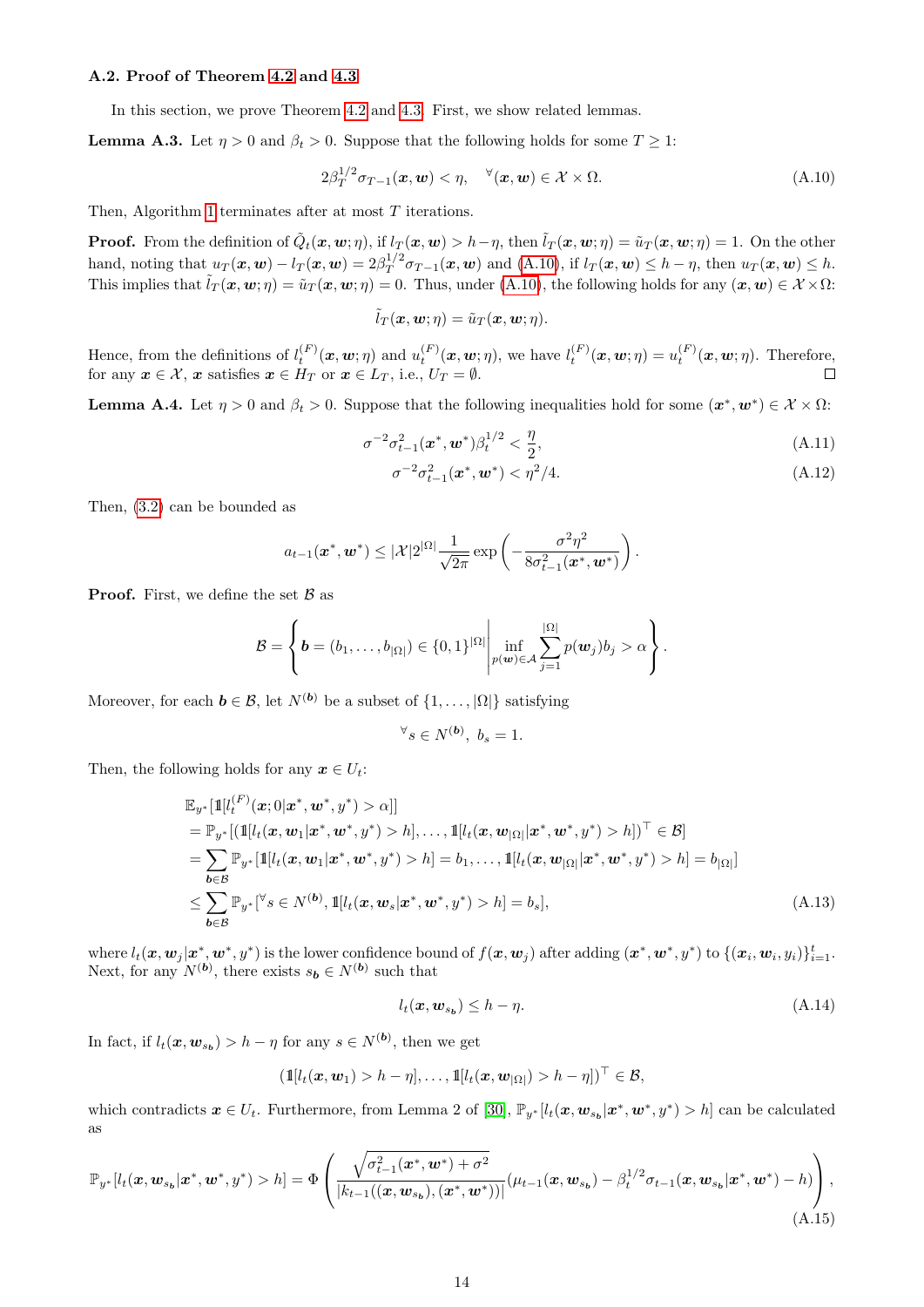### A.2. Proof of Theorem 4.2 and 4.3

In this section, we prove Theorem 4.2 and 4.3. First, we show related lemmas.

**Lemma A.3.** Let $\eta > 0$ and $\beta_t > 0$. Suppose that the following holds for some $T \geq 1$:

$$2\beta_T^{1/2}\sigma_{T-1}(\boldsymbol{x}, \boldsymbol{w}) < \eta, \quad {}^\forall(\boldsymbol{x}, \boldsymbol{w}) \in \mathcal{X} \times \Omega. \tag{A.10}$$

Then, Algorithm 1 terminates after at most $T$ iterations.

**Proof.** From the definition of $\tilde{Q}_t(\boldsymbol{x}, \boldsymbol{w}; \eta)$, if $l_T(\boldsymbol{x}, \boldsymbol{w}) > h - \eta$, then $\tilde{l}_T(\boldsymbol{x}, \boldsymbol{w}; \eta) = \tilde{u}_T(\boldsymbol{x}, \boldsymbol{w}; \eta) = 1$. On the other hand, noting that $u_T(\boldsymbol{x}, \boldsymbol{w}) - l_T(\boldsymbol{x}, \boldsymbol{w}) = 2\beta_T^{1/2}\sigma_{T-1}(\boldsymbol{x}, \boldsymbol{w})$ and (A.10), if $l_T(\boldsymbol{x}, \boldsymbol{w}) \leq h - \eta$, then $u_T(\boldsymbol{x}, \boldsymbol{w}) \leq h$. This implies that $\tilde{l}_T(\boldsymbol{x}, \boldsymbol{w}; \eta) = \tilde{u}_T(\boldsymbol{x}, \boldsymbol{w}; \eta) = 0$. Thus, under (A.10), the following holds for any $(\boldsymbol{x}, \boldsymbol{w}) \in \mathcal{X} \times \Omega$:

$$\tilde{l}_T(\boldsymbol{x}, \boldsymbol{w}; \eta) = \tilde{u}_T(\boldsymbol{x}, \boldsymbol{w}; \eta).$$

Hence, from the definitions of $l_t^{(F)}(\boldsymbol{x}, \boldsymbol{w}; \eta)$ and $u_t^{(F)}(\boldsymbol{x}, \boldsymbol{w}; \eta)$, we have $l_t^{(F)}(\boldsymbol{x}, \boldsymbol{w}; \eta) = u_t^{(F)}(\boldsymbol{x}, \boldsymbol{w}; \eta)$. Therefore, for any $\boldsymbol{x} \in \mathcal{X}$, $\boldsymbol{x}$ satisfies $\boldsymbol{x} \in H_T$ or $\boldsymbol{x} \in L_T$, i.e., $U_T = \emptyset$. □

**Lemma A.4.** Let $\eta > 0$ and $\beta_t > 0$. Suppose that the following inequalities hold for some $(\boldsymbol{x}^*, \boldsymbol{w}^*) \in \mathcal{X} \times \Omega$:

$$\sigma^{-2}\sigma_{t-1}^2(\boldsymbol{x}^*, \boldsymbol{w}^*)\beta_t^{1/2} < \frac{\eta}{2}, \tag{A.11}$$

$$\sigma^{-2}\sigma_{t-1}^2(\boldsymbol{x}^*, \boldsymbol{w}^*) < \eta^2/4. \tag{A.12}$$

Then, (3.2) can be bounded as

$$a_{t-1}(\boldsymbol{x}^*, \boldsymbol{w}^*) \leq |\mathcal{X}| 2^{|\Omega|} \frac{1}{\sqrt{2\pi}} \exp\left(-\frac{\sigma^2\eta^2}{8\sigma_{t-1}^2(\boldsymbol{x}^*, \boldsymbol{w}^*)}\right).$$

**Proof.** First, we define the set $\mathcal{B}$ as

$$\mathcal{B} = \left\{ \boldsymbol{b} = (b_1, \ldots, b_{|\Omega|}) \in \{0,1\}^{|\Omega|} \,\middle|\, \inf_{p(\boldsymbol{w}) \in \mathcal{A}} \sum_{j=1}^{|\Omega|} p(\boldsymbol{w}_j) b_j > \alpha \right\}.$$

Moreover, for each $\boldsymbol{b} \in \mathcal{B}$, let $N^{(\boldsymbol{b})}$ be a subset of $\{1, \ldots, |\Omega|\}$ satisfying

$${}^\forall s \in N^{(\boldsymbol{b})},\ b_s = 1.$$

Then, the following holds for any $\boldsymbol{x} \in U_t$:

$$\begin{aligned}
&\mathbb{E}_{y^*}[\mathbb{1}[l_t^{(F)}(\boldsymbol{x}; 0|\boldsymbol{x}^*, \boldsymbol{w}^*, y^*) > \alpha]] \\
&= \mathbb{P}_{y^*}[(\mathbb{1}[l_t(\boldsymbol{x}, \boldsymbol{w}_1|\boldsymbol{x}^*, \boldsymbol{w}^*, y^*) > h], \ldots, \mathbb{1}[l_t(\boldsymbol{x}, \boldsymbol{w}_{|\Omega|}|\boldsymbol{x}^*, \boldsymbol{w}^*, y^*) > h])^\top \in \mathcal{B}] \\
&= \sum_{\boldsymbol{b} \in \mathcal{B}} \mathbb{P}_{y^*}[\mathbb{1}[l_t(\boldsymbol{x}, \boldsymbol{w}_1|\boldsymbol{x}^*, \boldsymbol{w}^*, y^*) > h] = b_1, \ldots, \mathbb{1}[l_t(\boldsymbol{x}, \boldsymbol{w}_{|\Omega|}|\boldsymbol{x}^*, \boldsymbol{w}^*, y^*) > h] = b_{|\Omega|}] \\
&\leq \sum_{\boldsymbol{b} \in \mathcal{B}} \mathbb{P}_{y^*}[{}^\forall s \in N^{(\boldsymbol{b})}, \mathbb{1}[l_t(\boldsymbol{x}, \boldsymbol{w}_s|\boldsymbol{x}^*, \boldsymbol{w}^*, y^*) > h] = b_s],
\end{aligned} \tag{A.13}$$

where $l_t(\boldsymbol{x}, \boldsymbol{w}_j|\boldsymbol{x}^*, \boldsymbol{w}^*, y^*)$ is the lower confidence bound of $f(\boldsymbol{x}, \boldsymbol{w}_j)$ after adding $(\boldsymbol{x}^*, \boldsymbol{w}^*, y^*)$ to $\{(\boldsymbol{x}_i, \boldsymbol{w}_i, y_i)\}_{i=1}^t$. Next, for any $N^{(\boldsymbol{b})}$, there exists $s_{\boldsymbol{b}} \in N^{(\boldsymbol{b})}$ such that

$$l_t(\boldsymbol{x}, \boldsymbol{w}_{s_{\boldsymbol{b}}}) \leq h - \eta. \tag{A.14}$$

In fact, if $l_t(\boldsymbol{x}, \boldsymbol{w}_{s_{\boldsymbol{b}}}) > h - \eta$ for any $s \in N^{(\boldsymbol{b})}$, then we get

$$(\mathbb{1}[l_t(\boldsymbol{x}, \boldsymbol{w}_1) > h - \eta], \ldots, \mathbb{1}[l_t(\boldsymbol{x}, \boldsymbol{w}_{|\Omega|}) > h - \eta])^\top \in \mathcal{B},$$

which contradicts $\boldsymbol{x} \in U_t$. Furthermore, from Lemma 2 of [30], $\mathbb{P}_{y^*}[l_t(\boldsymbol{x}, \boldsymbol{w}_{s_{\boldsymbol{b}}}|\boldsymbol{x}^*, \boldsymbol{w}^*, y^*) > h]$ can be calculated as

$$\mathbb{P}_{y^*}[l_t(\boldsymbol{x}, \boldsymbol{w}_{s_{\boldsymbol{b}}}|\boldsymbol{x}^*, \boldsymbol{w}^*, y^*) > h] = \Phi\left(\frac{\sqrt{\sigma_{t-1}^2(\boldsymbol{x}^*, \boldsymbol{w}^*) + \sigma^2}}{|k_{t-1}((\boldsymbol{x}, \boldsymbol{w}_{s_{\boldsymbol{b}}}), (\boldsymbol{x}^*, \boldsymbol{w}^*))|}(\mu_{t-1}(\boldsymbol{x}, \boldsymbol{w}_{s_{\boldsymbol{b}}}) - \beta_t^{1/2}\sigma_{t-1}(\boldsymbol{x}, \boldsymbol{w}_{s_{\boldsymbol{b}}}|\boldsymbol{x}^*, \boldsymbol{w}^*) - h)\right), \tag{A.15}$$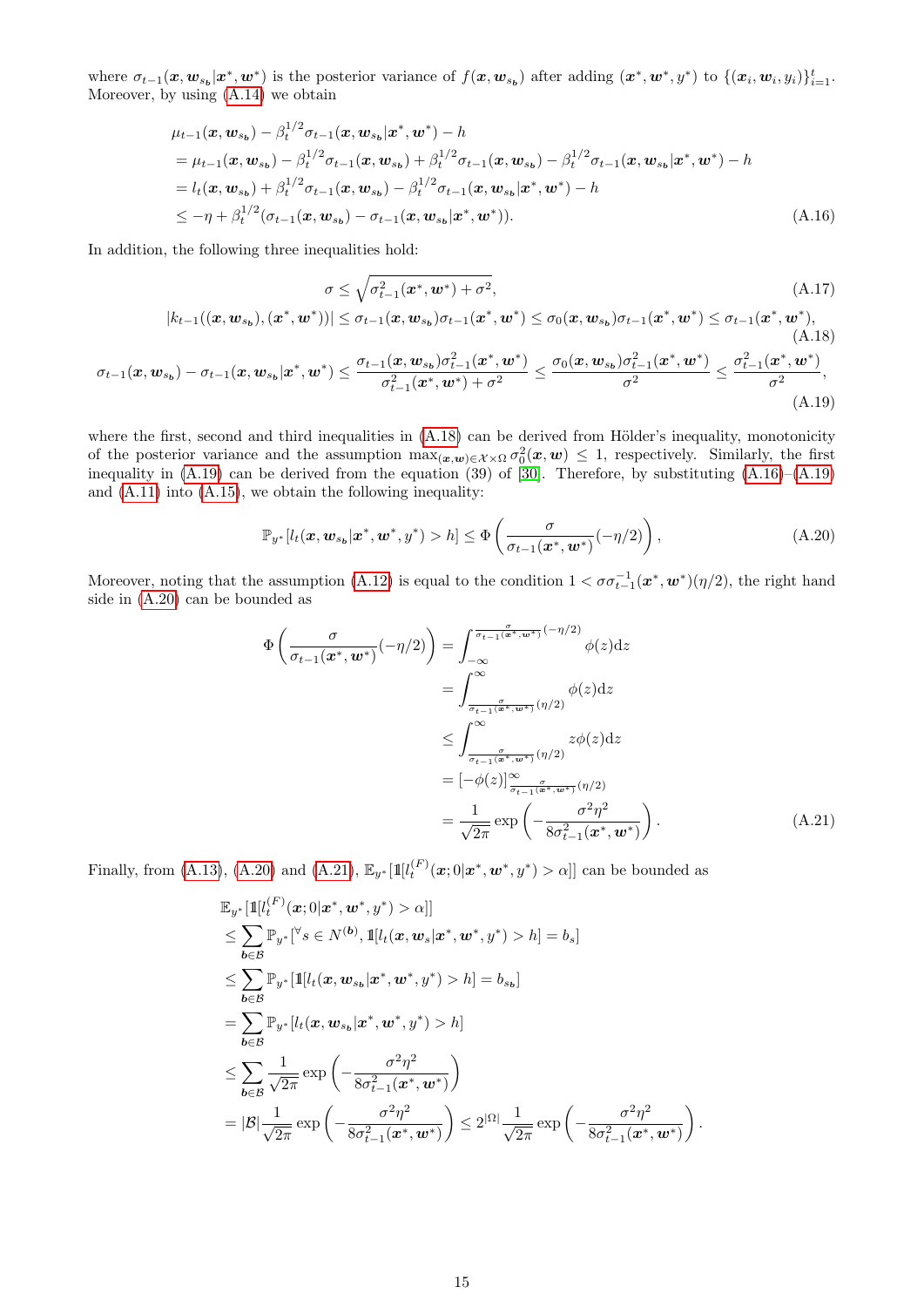where $\sigma_{t-1}(\boldsymbol{x}, \boldsymbol{w}_{s_b}|\boldsymbol{x}^*, \boldsymbol{w}^*)$ is the posterior variance of $f(\boldsymbol{x}, \boldsymbol{w}_{s_b})$ after adding $(\boldsymbol{x}^*, \boldsymbol{w}^*, y^*)$ to $\{(\boldsymbol{x}_i, \boldsymbol{w}_i, y_i)\}_{i=1}^t$. Moreover, by using (A.14) we obtain

$$
\begin{aligned}
&\mu_{t-1}(\boldsymbol{x}, \boldsymbol{w}_{s_b}) - \beta_t^{1/2}\sigma_{t-1}(\boldsymbol{x}, \boldsymbol{w}_{s_b}|\boldsymbol{x}^*, \boldsymbol{w}^*) - h \\
&= \mu_{t-1}(\boldsymbol{x}, \boldsymbol{w}_{s_b}) - \beta_t^{1/2}\sigma_{t-1}(\boldsymbol{x}, \boldsymbol{w}_{s_b}) + \beta_t^{1/2}\sigma_{t-1}(\boldsymbol{x}, \boldsymbol{w}_{s_b}) - \beta_t^{1/2}\sigma_{t-1}(\boldsymbol{x}, \boldsymbol{w}_{s_b}|\boldsymbol{x}^*, \boldsymbol{w}^*) - h \\
&= l_t(\boldsymbol{x}, \boldsymbol{w}_{s_b}) + \beta_t^{1/2}\sigma_{t-1}(\boldsymbol{x}, \boldsymbol{w}_{s_b}) - \beta_t^{1/2}\sigma_{t-1}(\boldsymbol{x}, \boldsymbol{w}_{s_b}|\boldsymbol{x}^*, \boldsymbol{w}^*) - h \\
&\le -\eta + \beta_t^{1/2}(\sigma_{t-1}(\boldsymbol{x}, \boldsymbol{w}_{s_b}) - \sigma_{t-1}(\boldsymbol{x}, \boldsymbol{w}_{s_b}|\boldsymbol{x}^*, \boldsymbol{w}^*)). 
\end{aligned}
\tag{A.16}
$$

In addition, the following three inequalities hold:

$$
\sigma \le \sqrt{\sigma_{t-1}^2(\boldsymbol{x}^*, \boldsymbol{w}^*) + \sigma^2}, \tag{A.17}
$$

$$
|k_{t-1}((\boldsymbol{x}, \boldsymbol{w}_{s_b}), (\boldsymbol{x}^*, \boldsymbol{w}^*))| \le \sigma_{t-1}(\boldsymbol{x}, \boldsymbol{w}_{s_b})\sigma_{t-1}(\boldsymbol{x}^*, \boldsymbol{w}^*) \le \sigma_0(\boldsymbol{x}, \boldsymbol{w}_{s_b})\sigma_{t-1}(\boldsymbol{x}^*, \boldsymbol{w}^*) \le \sigma_{t-1}(\boldsymbol{x}^*, \boldsymbol{w}^*), \tag{A.18}
$$

$$
\sigma_{t-1}(\boldsymbol{x}, \boldsymbol{w}_{s_b}) - \sigma_{t-1}(\boldsymbol{x}, \boldsymbol{w}_{s_b}|\boldsymbol{x}^*, \boldsymbol{w}^*) \le \frac{\sigma_{t-1}(\boldsymbol{x}, \boldsymbol{w}_{s_b})\sigma_{t-1}^2(\boldsymbol{x}^*, \boldsymbol{w}^*)}{\sigma_{t-1}^2(\boldsymbol{x}^*, \boldsymbol{w}^*) + \sigma^2} \le \frac{\sigma_0(\boldsymbol{x}, \boldsymbol{w}_{s_b})\sigma_{t-1}^2(\boldsymbol{x}^*, \boldsymbol{w}^*)}{\sigma^2} \le \frac{\sigma_{t-1}^2(\boldsymbol{x}^*, \boldsymbol{w}^*)}{\sigma^2}, \tag{A.19}
$$

where the first, second and third inequalities in (A.18) can be derived from Hölder's inequality, monotonicity of the posterior variance and the assumption $\max_{(\boldsymbol{x}, \boldsymbol{w}) \in \mathcal{X} \times \Omega} \sigma_0^2(\boldsymbol{x}, \boldsymbol{w}) \le 1$, respectively. Similarly, the first inequality in (A.19) can be derived from the equation (39) of [30]. Therefore, by substituting (A.16)–(A.19) and (A.11) into (A.15), we obtain the following inequality:

$$
\mathbb{P}_{y^*}[l_t(\boldsymbol{x}, \boldsymbol{w}_{s_b}|\boldsymbol{x}^*, \boldsymbol{w}^*, y^*) > h] \le \Phi\left(\frac{\sigma}{\sigma_{t-1}(\boldsymbol{x}^*, \boldsymbol{w}^*)}(-\eta/2)\right), \tag{A.20}
$$

Moreover, noting that the assumption (A.12) is equal to the condition $1 < \sigma\sigma_{t-1}^{-1}(\boldsymbol{x}^*, \boldsymbol{w}^*)(\eta/2)$, the right hand side in (A.20) can be bounded as

$$
\begin{aligned}
\Phi\left(\frac{\sigma}{\sigma_{t-1}(\boldsymbol{x}^*, \boldsymbol{w}^*)}(-\eta/2)\right) &= \int_{-\infty}^{\frac{\sigma}{\sigma_{t-1}(\boldsymbol{x}^*, \boldsymbol{w}^*)}(-\eta/2)} \phi(z)\mathrm{d}z \\
&= \int_{\frac{\sigma}{\sigma_{t-1}(\boldsymbol{x}^*, \boldsymbol{w}^*)}(\eta/2)}^{\infty} \phi(z)\mathrm{d}z \\
&\le \int_{\frac{\sigma}{\sigma_{t-1}(\boldsymbol{x}^*, \boldsymbol{w}^*)}(\eta/2)}^{\infty} z\phi(z)\mathrm{d}z \\
&= [-\phi(z)]_{\frac{\sigma}{\sigma_{t-1}(\boldsymbol{x}^*, \boldsymbol{w}^*)}(\eta/2)}^{\infty} \\
&= \frac{1}{\sqrt{2\pi}}\exp\left(-\frac{\sigma^2\eta^2}{8\sigma_{t-1}^2(\boldsymbol{x}^*, \boldsymbol{w}^*)}\right).
\end{aligned}
\tag{A.21}
$$

Finally, from (A.13), (A.20) and (A.21), $\mathbb{E}_{y^*}[\mathbb{1}[l_t^{(F)}(\boldsymbol{x}; 0|\boldsymbol{x}^*, \boldsymbol{w}^*, y^*) > \alpha]]$ can be bounded as

$$
\begin{aligned}
&\mathbb{E}_{y^*}[\mathbb{1}[l_t^{(F)}(\boldsymbol{x}; 0|\boldsymbol{x}^*, \boldsymbol{w}^*, y^*) > \alpha]] \\
&\le \sum_{\boldsymbol{b} \in \mathcal{B}} \mathbb{P}_{y^*}[{}^\forall s \in N^{(\boldsymbol{b})}, \mathbb{1}[l_t(\boldsymbol{x}, \boldsymbol{w}_s|\boldsymbol{x}^*, \boldsymbol{w}^*, y^*) > h] = b_s] \\
&\le \sum_{\boldsymbol{b} \in \mathcal{B}} \mathbb{P}_{y^*}[\mathbb{1}[l_t(\boldsymbol{x}, \boldsymbol{w}_{s_b}|\boldsymbol{x}^*, \boldsymbol{w}^*, y^*) > h] = b_{s_b}] \\
&= \sum_{\boldsymbol{b} \in \mathcal{B}} \mathbb{P}_{y^*}[l_t(\boldsymbol{x}, \boldsymbol{w}_{s_b}|\boldsymbol{x}^*, \boldsymbol{w}^*, y^*) > h] \\
&\le \sum_{\boldsymbol{b} \in \mathcal{B}} \frac{1}{\sqrt{2\pi}}\exp\left(-\frac{\sigma^2\eta^2}{8\sigma_{t-1}^2(\boldsymbol{x}^*, \boldsymbol{w}^*)}\right) \\
&= |\mathcal{B}|\frac{1}{\sqrt{2\pi}}\exp\left(-\frac{\sigma^2\eta^2}{8\sigma_{t-1}^2(\boldsymbol{x}^*, \boldsymbol{w}^*)}\right) \le 2^{|\Omega|}\frac{1}{\sqrt{2\pi}}\exp\left(-\frac{\sigma^2\eta^2}{8\sigma_{t-1}^2(\boldsymbol{x}^*, \boldsymbol{w}^*)}\right).
\end{aligned}
$$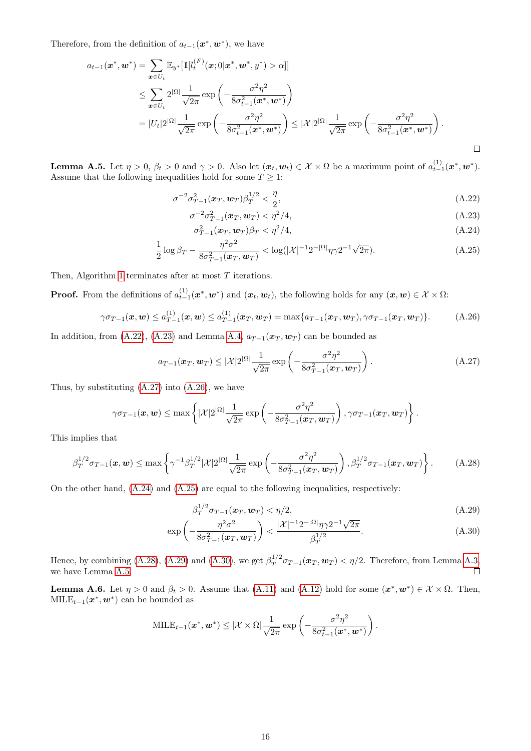Therefore, from the definition of $a_{t-1}(\boldsymbol{x}^*, \boldsymbol{w}^*)$, we have

$$
\begin{aligned}
a_{t-1}(\boldsymbol{x}^*, \boldsymbol{w}^*) &= \sum_{\boldsymbol{x} \in U_t} \mathbb{E}_{y^*}[\mathbb{1}[l_t^{(F)}(\boldsymbol{x}; 0 | \boldsymbol{x}^*, \boldsymbol{w}^*, y^*) > \alpha]] \\
&\leq \sum_{\boldsymbol{x} \in U_t} 2^{|\Omega|} \frac{1}{\sqrt{2\pi}} \exp\left( -\frac{\sigma^2 \eta^2}{8\sigma_{t-1}^2(\boldsymbol{x}^*, \boldsymbol{w}^*)} \right) \\
&= |U_t| 2^{|\Omega|} \frac{1}{\sqrt{2\pi}} \exp\left( -\frac{\sigma^2 \eta^2}{8\sigma_{t-1}^2(\boldsymbol{x}^*, \boldsymbol{w}^*)} \right) \leq |\mathcal{X}| 2^{|\Omega|} \frac{1}{\sqrt{2\pi}} \exp\left( -\frac{\sigma^2 \eta^2}{8\sigma_{t-1}^2(\boldsymbol{x}^*, \boldsymbol{w}^*)} \right).
\end{aligned}
$$

□

**Lemma A.5.** Let $\eta > 0$, $\beta_t > 0$ and $\gamma > 0$. Also let $(\boldsymbol{x}_t, \boldsymbol{w}_t) \in \mathcal{X} \times \Omega$ be a maximum point of $a_{t-1}^{(1)}(\boldsymbol{x}^*, \boldsymbol{w}^*)$. Assume that the following inequalities hold for some $T \geq 1$:

$$
\sigma^{-2} \sigma_{T-1}^2(\boldsymbol{x}_T, \boldsymbol{w}_T) \beta_T^{1/2} < \frac{\eta}{2}, \tag{A.22}
$$

$$
\sigma^{-2} \sigma_{T-1}^2(\boldsymbol{x}_T, \boldsymbol{w}_T) < \eta^2/4, \tag{A.23}
$$

$$
\sigma_{T-1}^2(\boldsymbol{x}_T, \boldsymbol{w}_T) \beta_T < \eta^2/4, \tag{A.24}
$$

$$
\frac{1}{2} \log \beta_T - \frac{\eta^2 \sigma^2}{8\sigma_{T-1}^2(\boldsymbol{x}_T, \boldsymbol{w}_T)} < \log(|\mathcal{X}|^{-1} 2^{-|\Omega|} \eta \gamma 2^{-1} \sqrt{2\pi}). \tag{A.25}
$$

Then, Algorithm 1 terminates after at most $T$ iterations.

**Proof.** From the definitions of $a_{t-1}^{(1)}(\boldsymbol{x}^*, \boldsymbol{w}^*)$ and $(\boldsymbol{x}_t, \boldsymbol{w}_t)$, the following holds for any $(\boldsymbol{x}, \boldsymbol{w}) \in \mathcal{X} \times \Omega$:

$$
\gamma \sigma_{T-1}(\boldsymbol{x}, \boldsymbol{w}) \leq a_{T-1}^{(1)}(\boldsymbol{x}, \boldsymbol{w}) \leq a_{T-1}^{(1)}(\boldsymbol{x}_T, \boldsymbol{w}_T) = \max\{a_{T-1}(\boldsymbol{x}_T, \boldsymbol{w}_T), \gamma \sigma_{T-1}(\boldsymbol{x}_T, \boldsymbol{w}_T)\}. \tag{A.26}
$$

In addition, from (A.22), (A.23) and Lemma A.4, $a_{T-1}(\boldsymbol{x}_T, \boldsymbol{w}_T)$ can be bounded as

$$
a_{T-1}(\boldsymbol{x}_T, \boldsymbol{w}_T) \leq |\mathcal{X}| 2^{|\Omega|} \frac{1}{\sqrt{2\pi}} \exp\left( -\frac{\sigma^2 \eta^2}{8\sigma_{T-1}^2(\boldsymbol{x}_T, \boldsymbol{w}_T)} \right). \tag{A.27}
$$

Thus, by substituting (A.27) into (A.26), we have

$$
\gamma \sigma_{T-1}(\boldsymbol{x}, \boldsymbol{w}) \leq \max\left\{ |\mathcal{X}| 2^{|\Omega|} \frac{1}{\sqrt{2\pi}} \exp\left( -\frac{\sigma^2 \eta^2}{8\sigma_{T-1}^2(\boldsymbol{x}_T, \boldsymbol{w}_T)} \right), \gamma \sigma_{T-1}(\boldsymbol{x}_T, \boldsymbol{w}_T) \right\}.
$$

This implies that

$$
\beta_T^{1/2} \sigma_{T-1}(\boldsymbol{x}, \boldsymbol{w}) \leq \max\left\{ \gamma^{-1} \beta_T^{1/2} |\mathcal{X}| 2^{|\Omega|} \frac{1}{\sqrt{2\pi}} \exp\left( -\frac{\sigma^2 \eta^2}{8\sigma_{T-1}^2(\boldsymbol{x}_T, \boldsymbol{w}_T)} \right), \beta_T^{1/2} \sigma_{T-1}(\boldsymbol{x}_T, \boldsymbol{w}_T) \right\}. \tag{A.28}
$$

On the other hand, (A.24) and (A.25) are equal to the following inequalities, respectively:

$$
\beta_T^{1/2} \sigma_{T-1}(\boldsymbol{x}_T, \boldsymbol{w}_T) < \eta/2, \tag{A.29}
$$

$$
\exp\left( -\frac{\eta^2 \sigma^2}{8\sigma_{T-1}^2(\boldsymbol{x}_T, \boldsymbol{w}_T)} \right) < \frac{|\mathcal{X}|^{-1} 2^{-|\Omega|} \eta \gamma 2^{-1} \sqrt{2\pi}}{\beta_T^{1/2}}. \tag{A.30}
$$

Hence, by combining (A.28), (A.29) and (A.30), we get $\beta_T^{1/2} \sigma_{T-1}(\boldsymbol{x}_T, \boldsymbol{w}_T) < \eta/2$. Therefore, from Lemma A.3, we have Lemma A.5. □

**Lemma A.6.** Let $\eta > 0$ and $\beta_t > 0$. Assume that (A.11) and (A.12) hold for some $(\boldsymbol{x}^*, \boldsymbol{w}^*) \in \mathcal{X} \times \Omega$. Then, $\mathrm{MILE}_{t-1}(\boldsymbol{x}^*, \boldsymbol{w}^*)$ can be bounded as

$$
\mathrm{MILE}_{t-1}(\boldsymbol{x}^*, \boldsymbol{w}^*) \leq |\mathcal{X} \times \Omega| \frac{1}{\sqrt{2\pi}} \exp\left( -\frac{\sigma^2 \eta^2}{8\sigma_{t-1}^2(\boldsymbol{x}^*, \boldsymbol{w}^*)} \right).
$$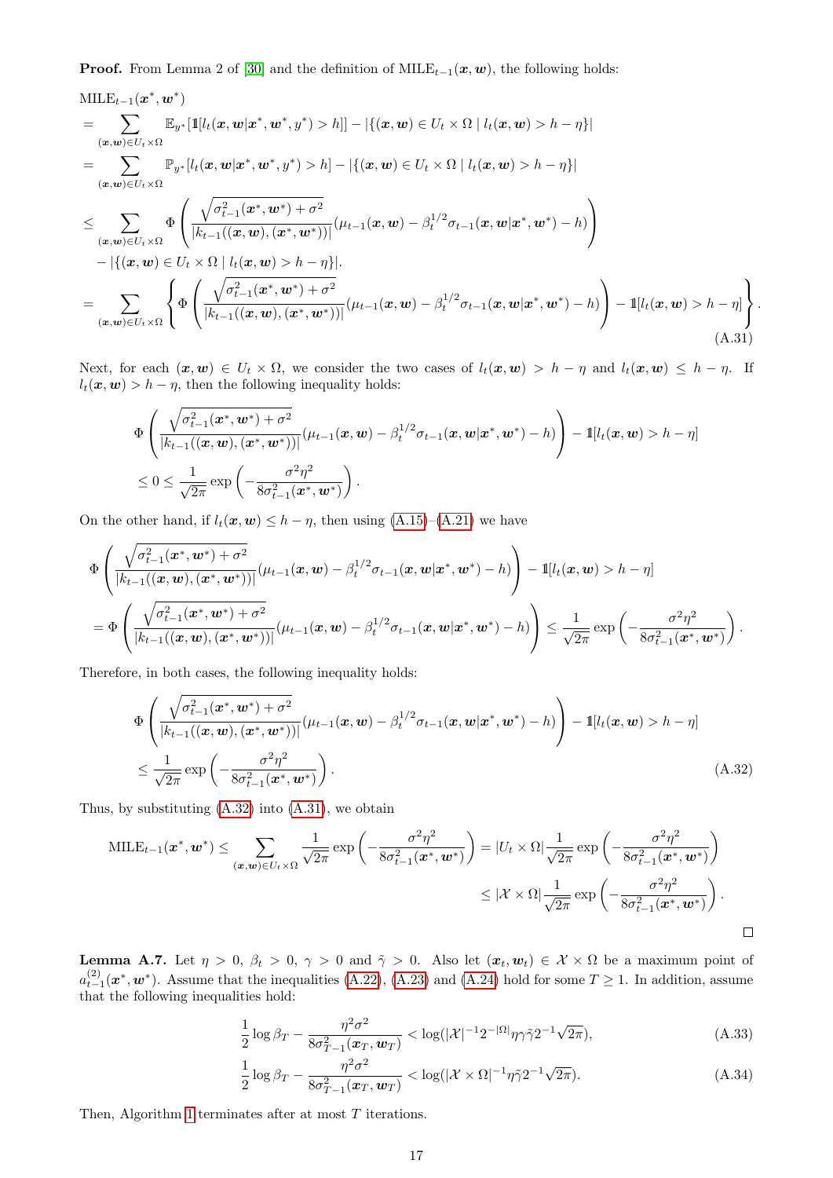**Proof.** From Lemma 2 of [30] and the definition of $\mathrm{MILE}_{t-1}(\boldsymbol{x}, \boldsymbol{w})$, the following holds:

$$
\begin{aligned}
&\mathrm{MILE}_{t-1}(\boldsymbol{x}^*, \boldsymbol{w}^*) \\
&= \sum_{(\boldsymbol{x},\boldsymbol{w}) \in U_t \times \Omega} \mathbb{E}_{y^*}[\mathbb{1}[l_t(\boldsymbol{x}, \boldsymbol{w} | \boldsymbol{x}^*, \boldsymbol{w}^*, y^*) > h]] - |\{(\boldsymbol{x}, \boldsymbol{w}) \in U_t \times \Omega \mid l_t(\boldsymbol{x}, \boldsymbol{w}) > h - \eta\}| \\
&= \sum_{(\boldsymbol{x},\boldsymbol{w}) \in U_t \times \Omega} \mathbb{P}_{y^*}[l_t(\boldsymbol{x}, \boldsymbol{w} | \boldsymbol{x}^*, \boldsymbol{w}^*, y^*) > h] - |\{(\boldsymbol{x}, \boldsymbol{w}) \in U_t \times \Omega \mid l_t(\boldsymbol{x}, \boldsymbol{w}) > h - \eta\}| \\
&\leq \sum_{(\boldsymbol{x},\boldsymbol{w}) \in U_t \times \Omega} \Phi\left( \frac{\sqrt{\sigma^2_{t-1}(\boldsymbol{x}^*, \boldsymbol{w}^*) + \sigma^2}}{|k_{t-1}((\boldsymbol{x}, \boldsymbol{w}), (\boldsymbol{x}^*, \boldsymbol{w}^*))|} (\mu_{t-1}(\boldsymbol{x}, \boldsymbol{w}) - \beta_t^{1/2} \sigma_{t-1}(\boldsymbol{x}, \boldsymbol{w} | \boldsymbol{x}^*, \boldsymbol{w}^*) - h) \right) \\
&\quad - |\{(\boldsymbol{x}, \boldsymbol{w}) \in U_t \times \Omega \mid l_t(\boldsymbol{x}, \boldsymbol{w}) > h - \eta\}|. \\
&= \sum_{(\boldsymbol{x},\boldsymbol{w}) \in U_t \times \Omega} \left\{ \Phi\left( \frac{\sqrt{\sigma^2_{t-1}(\boldsymbol{x}^*, \boldsymbol{w}^*) + \sigma^2}}{|k_{t-1}((\boldsymbol{x}, \boldsymbol{w}), (\boldsymbol{x}^*, \boldsymbol{w}^*))|} (\mu_{t-1}(\boldsymbol{x}, \boldsymbol{w}) - \beta_t^{1/2} \sigma_{t-1}(\boldsymbol{x}, \boldsymbol{w} | \boldsymbol{x}^*, \boldsymbol{w}^*) - h) \right) - \mathbb{1}[l_t(\boldsymbol{x}, \boldsymbol{w}) > h - \eta] \right\}.
\end{aligned}
\tag{A.31}
$$

Next, for each $(\boldsymbol{x}, \boldsymbol{w}) \in U_t \times \Omega$, we consider the two cases of $l_t(\boldsymbol{x}, \boldsymbol{w}) > h - \eta$ and $l_t(\boldsymbol{x}, \boldsymbol{w}) \leq h - \eta$. If $l_t(\boldsymbol{x}, \boldsymbol{w}) > h - \eta$, then the following inequality holds:

$$
\begin{aligned}
&\Phi\left( \frac{\sqrt{\sigma^2_{t-1}(\boldsymbol{x}^*, \boldsymbol{w}^*) + \sigma^2}}{|k_{t-1}((\boldsymbol{x}, \boldsymbol{w}), (\boldsymbol{x}^*, \boldsymbol{w}^*))|} (\mu_{t-1}(\boldsymbol{x}, \boldsymbol{w}) - \beta_t^{1/2} \sigma_{t-1}(\boldsymbol{x}, \boldsymbol{w} | \boldsymbol{x}^*, \boldsymbol{w}^*) - h) \right) - \mathbb{1}[l_t(\boldsymbol{x}, \boldsymbol{w}) > h - \eta] \\
&\quad \leq 0 \leq \frac{1}{\sqrt{2\pi}} \exp\left( -\frac{\sigma^2 \eta^2}{8\sigma^2_{t-1}(\boldsymbol{x}^*, \boldsymbol{w}^*)} \right).
\end{aligned}
$$

On the other hand, if $l_t(\boldsymbol{x}, \boldsymbol{w}) \leq h - \eta$, then using (A.15)–(A.21) we have

$$
\begin{aligned}
&\Phi\left( \frac{\sqrt{\sigma^2_{t-1}(\boldsymbol{x}^*, \boldsymbol{w}^*) + \sigma^2}}{|k_{t-1}((\boldsymbol{x}, \boldsymbol{w}), (\boldsymbol{x}^*, \boldsymbol{w}^*))|} (\mu_{t-1}(\boldsymbol{x}, \boldsymbol{w}) - \beta_t^{1/2} \sigma_{t-1}(\boldsymbol{x}, \boldsymbol{w} | \boldsymbol{x}^*, \boldsymbol{w}^*) - h) \right) - \mathbb{1}[l_t(\boldsymbol{x}, \boldsymbol{w}) > h - \eta] \\
&= \Phi\left( \frac{\sqrt{\sigma^2_{t-1}(\boldsymbol{x}^*, \boldsymbol{w}^*) + \sigma^2}}{|k_{t-1}((\boldsymbol{x}, \boldsymbol{w}), (\boldsymbol{x}^*, \boldsymbol{w}^*))|} (\mu_{t-1}(\boldsymbol{x}, \boldsymbol{w}) - \beta_t^{1/2} \sigma_{t-1}(\boldsymbol{x}, \boldsymbol{w} | \boldsymbol{x}^*, \boldsymbol{w}^*) - h) \right) \leq \frac{1}{\sqrt{2\pi}} \exp\left( -\frac{\sigma^2 \eta^2}{8\sigma^2_{t-1}(\boldsymbol{x}^*, \boldsymbol{w}^*)} \right).
\end{aligned}
$$

Therefore, in both cases, the following inequality holds:

$$
\begin{aligned}
&\Phi\left( \frac{\sqrt{\sigma^2_{t-1}(\boldsymbol{x}^*, \boldsymbol{w}^*) + \sigma^2}}{|k_{t-1}((\boldsymbol{x}, \boldsymbol{w}), (\boldsymbol{x}^*, \boldsymbol{w}^*))|} (\mu_{t-1}(\boldsymbol{x}, \boldsymbol{w}) - \beta_t^{1/2} \sigma_{t-1}(\boldsymbol{x}, \boldsymbol{w} | \boldsymbol{x}^*, \boldsymbol{w}^*) - h) \right) - \mathbb{1}[l_t(\boldsymbol{x}, \boldsymbol{w}) > h - \eta] \\
&\quad \leq \frac{1}{\sqrt{2\pi}} \exp\left( -\frac{\sigma^2 \eta^2}{8\sigma^2_{t-1}(\boldsymbol{x}^*, \boldsymbol{w}^*)} \right).
\end{aligned}
\tag{A.32}
$$

Thus, by substituting (A.32) into (A.31), we obtain

$$
\begin{aligned}
\mathrm{MILE}_{t-1}(\boldsymbol{x}^*, \boldsymbol{w}^*) \leq \sum_{(\boldsymbol{x},\boldsymbol{w}) \in U_t \times \Omega} \frac{1}{\sqrt{2\pi}} \exp\left( -\frac{\sigma^2 \eta^2}{8\sigma^2_{t-1}(\boldsymbol{x}^*, \boldsymbol{w}^*)} \right) &= |U_t \times \Omega| \frac{1}{\sqrt{2\pi}} \exp\left( -\frac{\sigma^2 \eta^2}{8\sigma^2_{t-1}(\boldsymbol{x}^*, \boldsymbol{w}^*)} \right) \\
&\leq |\mathcal{X} \times \Omega| \frac{1}{\sqrt{2\pi}} \exp\left( -\frac{\sigma^2 \eta^2}{8\sigma^2_{t-1}(\boldsymbol{x}^*, \boldsymbol{w}^*)} \right).
\end{aligned}
$$

$\square$

**Lemma A.7.** Let $\eta > 0$, $\beta_t > 0$, $\gamma > 0$ and $\tilde{\gamma} > 0$. Also let $(\boldsymbol{x}_t, \boldsymbol{w}_t) \in \mathcal{X} \times \Omega$ be a maximum point of $a^{(2)}_{t-1}(\boldsymbol{x}^*, \boldsymbol{w}^*)$. Assume that the inequalities (A.22), (A.23) and (A.24) hold for some $T \geq 1$. In addition, assume that the following inequalities hold:

$$
\frac{1}{2} \log \beta_T - \frac{\eta^2 \sigma^2}{8\sigma^2_{T-1}(\boldsymbol{x}_T, \boldsymbol{w}_T)} < \log(|\mathcal{X}|^{-1} 2^{-|\Omega|} \eta \gamma \tilde{\gamma} 2^{-1} \sqrt{2\pi}),
\tag{A.33}
$$

$$
\frac{1}{2} \log \beta_T - \frac{\eta^2 \sigma^2}{8\sigma^2_{T-1}(\boldsymbol{x}_T, \boldsymbol{w}_T)} < \log(|\mathcal{X} \times \Omega|^{-1} \eta \tilde{\gamma} 2^{-1} \sqrt{2\pi}).
\tag{A.34}
$$

Then, Algorithm 1 terminates after at most $T$ iterations.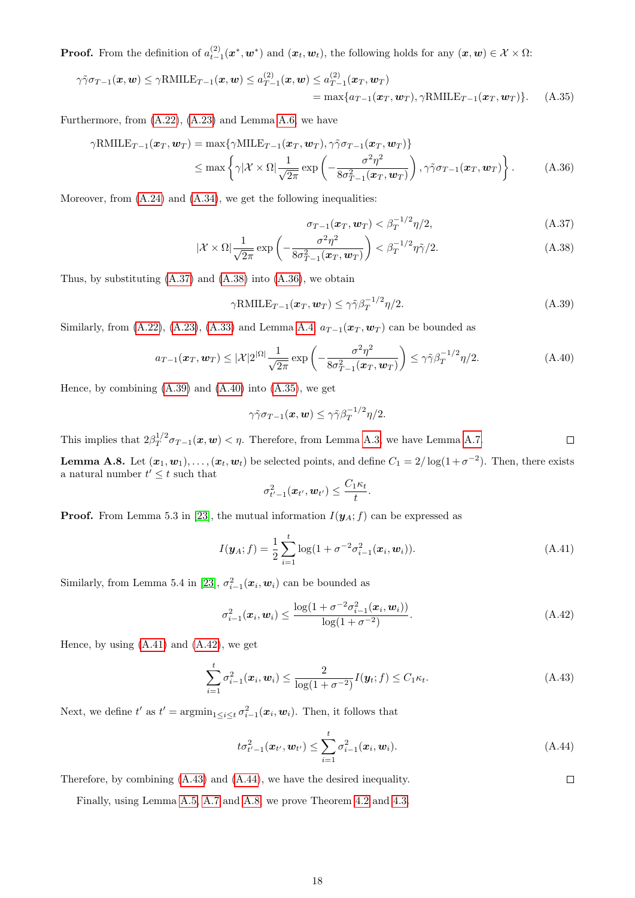**Proof.** From the definition of $a^{(2)}_{t-1}(\boldsymbol{x}^*, \boldsymbol{w}^*)$ and $(\boldsymbol{x}_t, \boldsymbol{w}_t)$, the following holds for any $(\boldsymbol{x}, \boldsymbol{w}) \in \mathcal{X} \times \Omega$:

$$
\begin{aligned}
\gamma\tilde{\gamma}\sigma_{T-1}(\boldsymbol{x}, \boldsymbol{w}) \leq \gamma \text{RMILE}_{T-1}(\boldsymbol{x}, \boldsymbol{w}) \leq a^{(2)}_{T-1}(\boldsymbol{x}, \boldsymbol{w}) &\leq a^{(2)}_{T-1}(\boldsymbol{x}_T, \boldsymbol{w}_T) \\
&= \max\{a_{T-1}(\boldsymbol{x}_T, \boldsymbol{w}_T), \gamma \text{RMILE}_{T-1}(\boldsymbol{x}_T, \boldsymbol{w}_T)\}. \qquad \text{(A.35)}
\end{aligned}
$$

Furthermore, from (A.22), (A.23) and Lemma A.6, we have

$$
\begin{aligned}
\gamma \text{RMILE}_{T-1}(\boldsymbol{x}_T, \boldsymbol{w}_T) &= \max\{\gamma \text{MILE}_{T-1}(\boldsymbol{x}_T, \boldsymbol{w}_T), \gamma\tilde{\gamma}\sigma_{T-1}(\boldsymbol{x}_T, \boldsymbol{w}_T)\} \\
&\leq \max\left\{\gamma|\mathcal{X} \times \Omega|\frac{1}{\sqrt{2\pi}}\exp\left(-\frac{\sigma^2\eta^2}{8\sigma^2_{T-1}(\boldsymbol{x}_T, \boldsymbol{w}_T)}\right), \gamma\tilde{\gamma}\sigma_{T-1}(\boldsymbol{x}_T, \boldsymbol{w}_T)\right\}. \qquad \text{(A.36)}
\end{aligned}
$$

Moreover, from (A.24) and (A.34), we get the following inequalities:

$$
\sigma_{T-1}(\boldsymbol{x}_T, \boldsymbol{w}_T) < \beta_T^{-1/2}\eta/2, \qquad \text{(A.37)}
$$

$$
|\mathcal{X} \times \Omega|\frac{1}{\sqrt{2\pi}}\exp\left(-\frac{\sigma^2\eta^2}{8\sigma^2_{T-1}(\boldsymbol{x}_T, \boldsymbol{w}_T)}\right) < \beta_T^{-1/2}\eta\tilde{\gamma}/2. \qquad \text{(A.38)}
$$

Thus, by substituting (A.37) and (A.38) into (A.36), we obtain

$$
\gamma \text{RMILE}_{T-1}(\boldsymbol{x}_T, \boldsymbol{w}_T) \leq \gamma\tilde{\gamma}\beta_T^{-1/2}\eta/2. \qquad \text{(A.39)}
$$

Similarly, from (A.22), (A.23), (A.33) and Lemma A.4, $a_{T-1}(\boldsymbol{x}_T, \boldsymbol{w}_T)$ can be bounded as

$$
a_{T-1}(\boldsymbol{x}_T, \boldsymbol{w}_T) \leq |\mathcal{X}|2^{|\Omega|}\frac{1}{\sqrt{2\pi}}\exp\left(-\frac{\sigma^2\eta^2}{8\sigma^2_{T-1}(\boldsymbol{x}_T, \boldsymbol{w}_T)}\right) \leq \gamma\tilde{\gamma}\beta_T^{-1/2}\eta/2. \qquad \text{(A.40)}
$$

Hence, by combining (A.39) and (A.40) into (A.35), we get

$$
\gamma\tilde{\gamma}\sigma_{T-1}(\boldsymbol{x}, \boldsymbol{w}) \leq \gamma\tilde{\gamma}\beta_T^{-1/2}\eta/2.
$$

This implies that $2\beta_T^{1/2}\sigma_{T-1}(\boldsymbol{x}, \boldsymbol{w}) < \eta$. Therefore, from Lemma A.3, we have Lemma A.7. □

**Lemma A.8.** Let $(\boldsymbol{x}_1, \boldsymbol{w}_1), \dots, (\boldsymbol{x}_t, \boldsymbol{w}_t)$ be selected points, and define $C_1 = 2/\log(1+\sigma^{-2})$. Then, there exists a natural number $t' \leq t$ such that

$$
\sigma^2_{t'-1}(\boldsymbol{x}_{t'}, \boldsymbol{w}_{t'}) \leq \frac{C_1\kappa_t}{t}.
$$

**Proof.** From Lemma 5.3 in [23], the mutual information $I(\boldsymbol{y}_A; f)$ can be expressed as

$$
I(\boldsymbol{y}_A; f) = \frac{1}{2}\sum_{i=1}^{t}\log(1+\sigma^{-2}\sigma^2_{i-1}(\boldsymbol{x}_i, \boldsymbol{w}_i)). \qquad \text{(A.41)}
$$

Similarly, from Lemma 5.4 in [23], $\sigma^2_{i-1}(\boldsymbol{x}_i, \boldsymbol{w}_i)$ can be bounded as

$$
\sigma^2_{i-1}(\boldsymbol{x}_i, \boldsymbol{w}_i) \leq \frac{\log(1+\sigma^{-2}\sigma^2_{i-1}(\boldsymbol{x}_i, \boldsymbol{w}_i))}{\log(1+\sigma^{-2})}. \qquad \text{(A.42)}
$$

Hence, by using (A.41) and (A.42), we get

$$
\sum_{i=1}^{t}\sigma^2_{i-1}(\boldsymbol{x}_i, \boldsymbol{w}_i) \leq \frac{2}{\log(1+\sigma^{-2})}I(\boldsymbol{y}_t; f) \leq C_1\kappa_t. \qquad \text{(A.43)}
$$

Next, we define $t'$ as $t' = \text{argmin}_{1 \leq i \leq t}\sigma^2_{i-1}(\boldsymbol{x}_i, \boldsymbol{w}_i)$. Then, it follows that

$$
t\sigma^2_{t'-1}(\boldsymbol{x}_{t'}, \boldsymbol{w}_{t'}) \leq \sum_{i=1}^{t}\sigma^2_{i-1}(\boldsymbol{x}_i, \boldsymbol{w}_i). \qquad \text{(A.44)}
$$

Therefore, by combining (A.43) and (A.44), we have the desired inequality. □

Finally, using Lemma A.5, A.7 and A.8, we prove Theorem 4.2 and 4.3.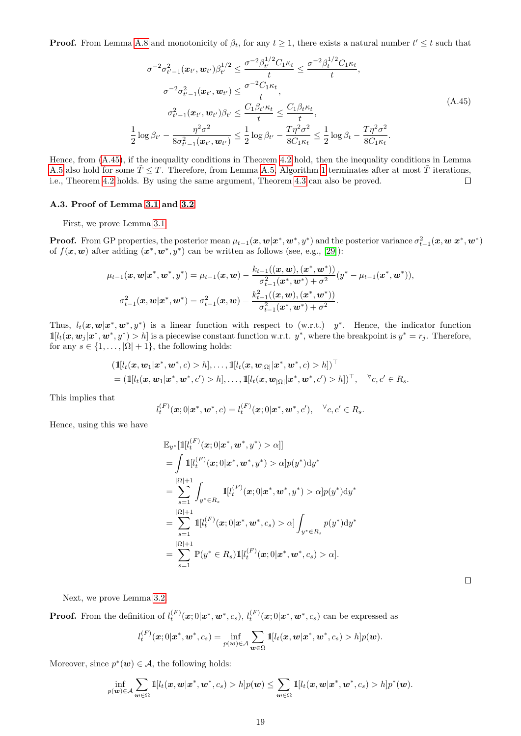**Proof.** From Lemma A.8 and monotonicity of $\beta_t$, for any $t \geq 1$, there exists a natural number $t' \leq t$ such that

$$
\begin{aligned}
\sigma^{-2}\sigma^2_{t'-1}(\boldsymbol{x}_{t'}, \boldsymbol{w}_{t'})\beta_{t'}^{1/2} &\leq \frac{\sigma^{-2}\beta_{t'}^{1/2}C_1\kappa_t}{t} \leq \frac{\sigma^{-2}\beta_t^{1/2}C_1\kappa_t}{t}, \\
\sigma^{-2}\sigma^2_{t'-1}(\boldsymbol{x}_{t'}, \boldsymbol{w}_{t'}) &\leq \frac{\sigma^{-2}C_1\kappa_t}{t}, \\
\sigma^2_{t'-1}(\boldsymbol{x}_{t'}, \boldsymbol{w}_{t'})\beta_{t'} &\leq \frac{C_1\beta_{t'}\kappa_t}{t} \leq \frac{C_1\beta_t\kappa_t}{t}, \\
\frac{1}{2}\log\beta_{t'} - \frac{\eta^2\sigma^2}{8\sigma^2_{t'-1}(\boldsymbol{x}_{t'}, \boldsymbol{w}_{t'})} &\leq \frac{1}{2}\log\beta_{t'} - \frac{T\eta^2\sigma^2}{8C_1\kappa_t} \leq \frac{1}{2}\log\beta_t - \frac{T\eta^2\sigma^2}{8C_1\kappa_t}.
\end{aligned}
\tag{A.45}
$$

Hence, from (A.45), if the inequality conditions in Theorem 4.2 hold, then the inequality conditions in Lemma A.5 also hold for some $\tilde{T} \leq T$. Therefore, from Lemma A.5, Algorithm 1 terminates after at most $\tilde{T}$ iterations, i.e., Theorem 4.2 holds. By using the same argument, Theorem 4.3 can also be proved. □

### A.3. Proof of Lemma 3.1 and 3.2

First, we prove Lemma 3.1

**Proof.** From GP properties, the posterior mean $\mu_{t-1}(\boldsymbol{x}, \boldsymbol{w}|\boldsymbol{x}^*, \boldsymbol{w}^*, y^*)$ and the posterior variance $\sigma^2_{t-1}(\boldsymbol{x}, \boldsymbol{w}|\boldsymbol{x}^*, \boldsymbol{w}^*)$ of $f(\boldsymbol{x}, \boldsymbol{w})$ after adding $(\boldsymbol{x}^*, \boldsymbol{w}^*, y^*)$ can be written as follows (see, e.g., [29]):

$$
\begin{aligned}
\mu_{t-1}(\boldsymbol{x}, \boldsymbol{w}|\boldsymbol{x}^*, \boldsymbol{w}^*, y^*) &= \mu_{t-1}(\boldsymbol{x}, \boldsymbol{w}) - \frac{k_{t-1}((\boldsymbol{x}, \boldsymbol{w}), (\boldsymbol{x}^*, \boldsymbol{w}^*))}{\sigma^2_{t-1}(\boldsymbol{x}^*, \boldsymbol{w}^*) + \sigma^2}(y^* - \mu_{t-1}(\boldsymbol{x}^*, \boldsymbol{w}^*)), \\
\sigma^2_{t-1}(\boldsymbol{x}, \boldsymbol{w}|\boldsymbol{x}^*, \boldsymbol{w}^*) &= \sigma^2_{t-1}(\boldsymbol{x}, \boldsymbol{w}) - \frac{k^2_{t-1}((\boldsymbol{x}, \boldsymbol{w}), (\boldsymbol{x}^*, \boldsymbol{w}^*))}{\sigma^2_{t-1}(\boldsymbol{x}^*, \boldsymbol{w}^*) + \sigma^2}.
\end{aligned}
$$

Thus, $l_t(\boldsymbol{x}, \boldsymbol{w}|\boldsymbol{x}^*, \boldsymbol{w}^*, y^*)$ is a linear function with respect to (w.r.t.) $y^*$. Hence, the indicator function $\mathbb{1}[l_t(\boldsymbol{x}, \boldsymbol{w}_j|\boldsymbol{x}^*, \boldsymbol{w}^*, y^*) > h]$ is a piecewise constant function w.r.t. $y^*$, where the breakpoint is $y^* = r_j$. Therefore, for any $s \in \{1, \ldots, |\Omega| + 1\}$, the following holds:

$$
\begin{aligned}
&(\mathbb{1}[l_t(\boldsymbol{x}, \boldsymbol{w}_1|\boldsymbol{x}^*, \boldsymbol{w}^*, c) > h], \ldots, \mathbb{1}[l_t(\boldsymbol{x}, \boldsymbol{w}_{|\Omega|}|\boldsymbol{x}^*, \boldsymbol{w}^*, c) > h])^\top \\
&= (\mathbb{1}[l_t(\boldsymbol{x}, \boldsymbol{w}_1|\boldsymbol{x}^*, \boldsymbol{w}^*, c') > h], \ldots, \mathbb{1}[l_t(\boldsymbol{x}, \boldsymbol{w}_{|\Omega|}|\boldsymbol{x}^*, \boldsymbol{w}^*, c') > h])^\top, \quad {}^\forall c, c' \in R_s.
\end{aligned}
$$

This implies that

$$
l_t^{(F)}(\boldsymbol{x}; 0|\boldsymbol{x}^*, \boldsymbol{w}^*, c) = l_t^{(F)}(\boldsymbol{x}; 0|\boldsymbol{x}^*, \boldsymbol{w}^*, c'), \quad {}^\forall c, c' \in R_s.
$$

Hence, using this we have

$$
\begin{aligned}
&\mathbb{E}_{y^*}[\mathbb{1}[l_t^{(F)}(\boldsymbol{x}; 0|\boldsymbol{x}^*, \boldsymbol{w}^*, y^*) > \alpha]] \\
&= \int \mathbb{1}[l_t^{(F)}(\boldsymbol{x}; 0|\boldsymbol{x}^*, \boldsymbol{w}^*, y^*) > \alpha] p(y^*) \mathrm{d}y^* \\
&= \sum_{s=1}^{|\Omega|+1} \int_{y^* \in R_s} \mathbb{1}[l_t^{(F)}(\boldsymbol{x}; 0|\boldsymbol{x}^*, \boldsymbol{w}^*, y^*) > \alpha] p(y^*) \mathrm{d}y^* \\
&= \sum_{s=1}^{|\Omega|+1} \mathbb{1}[l_t^{(F)}(\boldsymbol{x}; 0|\boldsymbol{x}^*, \boldsymbol{w}^*, c_s) > \alpha] \int_{y^* \in R_s} p(y^*) \mathrm{d}y^* \\
&= \sum_{s=1}^{|\Omega|+1} \mathbb{P}(y^* \in R_s) \mathbb{1}[l_t^{(F)}(\boldsymbol{x}; 0|\boldsymbol{x}^*, \boldsymbol{w}^*, c_s) > \alpha].
\end{aligned}
$$

□

Next, we prove Lemma 3.2

**Proof.** From the definition of $l_t^{(F)}(\boldsymbol{x}; 0|\boldsymbol{x}^*, \boldsymbol{w}^*, c_s)$, $l_t^{(F)}(\boldsymbol{x}; 0|\boldsymbol{x}^*, \boldsymbol{w}^*, c_s)$ can be expressed as

$$
l_t^{(F)}(\boldsymbol{x}; 0|\boldsymbol{x}^*, \boldsymbol{w}^*, c_s) = \inf_{p(\boldsymbol{w}) \in \mathcal{A}} \sum_{\boldsymbol{w} \in \Omega} \mathbb{1}[l_t(\boldsymbol{x}, \boldsymbol{w}|\boldsymbol{x}^*, \boldsymbol{w}^*, c_s) > h] p(\boldsymbol{w}).
$$

Moreover, since $p^*(\boldsymbol{w}) \in \mathcal{A}$, the following holds:

$$
\inf_{p(\boldsymbol{w}) \in \mathcal{A}} \sum_{\boldsymbol{w} \in \Omega} \mathbb{1}[l_t(\boldsymbol{x}, \boldsymbol{w}|\boldsymbol{x}^*, \boldsymbol{w}^*, c_s) > h] p(\boldsymbol{w}) \leq \sum_{\boldsymbol{w} \in \Omega} \mathbb{1}[l_t(\boldsymbol{x}, \boldsymbol{w}|\boldsymbol{x}^*, \boldsymbol{w}^*, c_s) > h] p^*(\boldsymbol{w}).
$$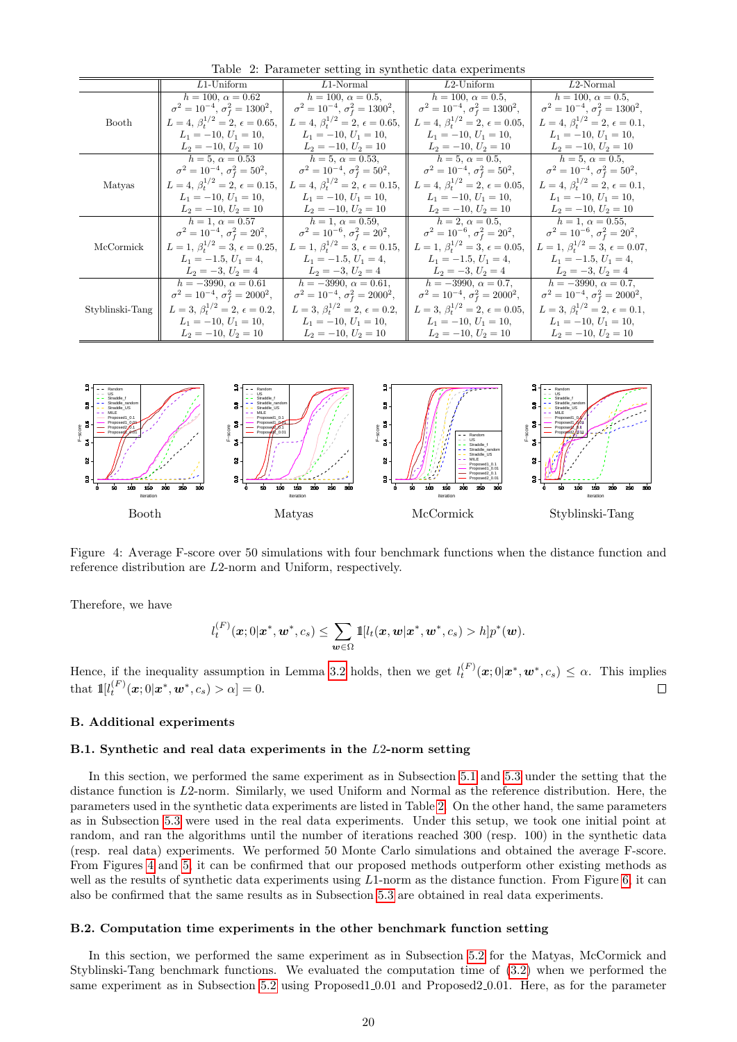Table 2: Parameter setting in synthetic data experiments

| | $L1$-Uniform | $L1$-Normal | $L2$-Uniform | $L2$-Normal |
|---|---|---|---|---|
| Booth | $h = 100$, $\alpha = 0.62$<br>$\sigma^2 = 10^{-4}$, $\sigma_f^2 = 1300^2$,<br>$L = 4$, $\beta_t^{1/2} = 2$, $\epsilon = 0.65$,<br>$L_1 = -10$, $U_1 = 10$,<br>$L_2 = -10$, $U_2 = 10$ | $h = 100$, $\alpha = 0.5$,<br>$\sigma^2 = 10^{-4}$, $\sigma_f^2 = 1300^2$,<br>$L = 4$, $\beta_t^{1/2} = 2$, $\epsilon = 0.65$,<br>$L_1 = -10$, $U_1 = 10$,<br>$L_2 = -10$, $U_2 = 10$ | $h = 100$, $\alpha = 0.5$,<br>$\sigma^2 = 10^{-4}$, $\sigma_f^2 = 1300^2$,<br>$L = 4$, $\beta_t^{1/2} = 2$, $\epsilon = 0.05$,<br>$L_1 = -10$, $U_1 = 10$,<br>$L_2 = -10$, $U_2 = 10$ | $h = 100$, $\alpha = 0.5$,<br>$\sigma^2 = 10^{-4}$, $\sigma_f^2 = 1300^2$,<br>$L = 4$, $\beta_t^{1/2} = 2$, $\epsilon = 0.1$,<br>$L_1 = -10$, $U_1 = 10$,<br>$L_2 = -10$, $U_2 = 10$ |
| Matyas | $h = 5$, $\alpha = 0.53$<br>$\sigma^2 = 10^{-4}$, $\sigma_f^2 = 50^2$,<br>$L = 4$, $\beta_t^{1/2} = 2$, $\epsilon = 0.15$,<br>$L_1 = -10$, $U_1 = 10$,<br>$L_2 = -10$, $U_2 = 10$ | $h = 5$, $\alpha = 0.53$,<br>$\sigma^2 = 10^{-4}$, $\sigma_f^2 = 50^2$,<br>$L = 4$, $\beta_t^{1/2} = 2$, $\epsilon = 0.15$,<br>$L_1 = -10$, $U_1 = 10$,<br>$L_2 = -10$, $U_2 = 10$ | $h = 5$, $\alpha = 0.5$,<br>$\sigma^2 = 10^{-4}$, $\sigma_f^2 = 50^2$,<br>$L = 4$, $\beta_t^{1/2} = 2$, $\epsilon = 0.05$,<br>$L_1 = -10$, $U_1 = 10$,<br>$L_2 = -10$, $U_2 = 10$ | $h = 5$, $\alpha = 0.5$,<br>$\sigma^2 = 10^{-4}$, $\sigma_f^2 = 50^2$,<br>$L = 4$, $\beta_t^{1/2} = 2$, $\epsilon = 0.1$,<br>$L_1 = -10$, $U_1 = 10$,<br>$L_2 = -10$, $U_2 = 10$ |
| McCormick | $h = 1$, $\alpha = 0.57$<br>$\sigma^2 = 10^{-4}$, $\sigma_f^2 = 20^2$,<br>$L = 1$, $\beta_t^{1/2} = 3$, $\epsilon = 0.25$,<br>$L_1 = -1.5$, $U_1 = 4$,<br>$L_2 = -3$, $U_2 = 4$ | $h = 1$, $\alpha = 0.59$,<br>$\sigma^2 = 10^{-6}$, $\sigma_f^2 = 20^2$,<br>$L = 1$, $\beta_t^{1/2} = 3$, $\epsilon = 0.15$,<br>$L_1 = -1.5$, $U_1 = 4$,<br>$L_2 = -3$, $U_2 = 4$ | $h = 2$, $\alpha = 0.5$,<br>$\sigma^2 = 10^{-6}$, $\sigma_f^2 = 20^2$,<br>$L = 1$, $\beta_t^{1/2} = 3$, $\epsilon = 0.05$,<br>$L_1 = -1.5$, $U_1 = 4$,<br>$L_2 = -3$, $U_2 = 4$ | $h = 1$, $\alpha = 0.55$,<br>$\sigma^2 = 10^{-6}$, $\sigma_f^2 = 20^2$,<br>$L = 1$, $\beta_t^{1/2} = 3$, $\epsilon = 0.07$,<br>$L_1 = -1.5$, $U_1 = 4$,<br>$L_2 = -3$, $U_2 = 4$ |
| Styblinski-Tang | $h = -3990$, $\alpha = 0.61$<br>$\sigma^2 = 10^{-4}$, $\sigma_f^2 = 2000^2$,<br>$L = 3$, $\beta_t^{1/2} = 2$, $\epsilon = 0.2$,<br>$L_1 = -10$, $U_1 = 10$,<br>$L_2 = -10$, $U_2 = 10$ | $h = -3990$, $\alpha = 0.61$,<br>$\sigma^2 = 10^{-4}$, $\sigma_f^2 = 2000^2$,<br>$L = 3$, $\beta_t^{1/2} = 2$, $\epsilon = 0.2$,<br>$L_1 = -10$, $U_1 = 10$,<br>$L_2 = -10$, $U_2 = 10$ | $h = -3990$, $\alpha = 0.7$,<br>$\sigma^2 = 10^{-4}$, $\sigma_f^2 = 2000^2$,<br>$L = 3$, $\beta_t^{1/2} = 2$, $\epsilon = 0.05$,<br>$L_1 = -10$, $U_1 = 10$,<br>$L_2 = -10$, $U_2 = 10$ | $h = -3990$, $\alpha = 0.7$,<br>$\sigma^2 = 10^{-4}$, $\sigma_f^2 = 2000^2$,<br>$L = 3$, $\beta_t^{1/2} = 2$, $\epsilon = 0.1$,<br>$L_1 = -10$, $U_1 = 10$,<br>$L_2 = -10$, $U_2 = 10$ |

Booth Matyas McCormick Styblinski-Tang

Figure 4: Average F-score over 50 simulations with four benchmark functions when the distance function and reference distribution are $L2$-norm and Uniform, respectively.

Therefore, we have

$$l_t^{(F)}(\boldsymbol{x}; 0|\boldsymbol{x}^*, \boldsymbol{w}^*, c_s) \leq \sum_{\boldsymbol{w} \in \Omega} \mathbb{1}[l_t(\boldsymbol{x}, \boldsymbol{w}|\boldsymbol{x}^*, \boldsymbol{w}^*, c_s) > h] p^*(\boldsymbol{w}).$$

Hence, if the inequality assumption in Lemma 3.2 holds, then we get $l_t^{(F)}(\boldsymbol{x}; 0|\boldsymbol{x}^*, \boldsymbol{w}^*, c_s) \leq \alpha$. This implies that $\mathbb{1}[l_t^{(F)}(\boldsymbol{x}; 0|\boldsymbol{x}^*, \boldsymbol{w}^*, c_s) > \alpha] = 0$. □

## B. Additional experiments

### B.1. Synthetic and real data experiments in the $L2$-norm setting

In this section, we performed the same experiment as in Subsection 5.1 and 5.3 under the setting that the distance function is $L2$-norm. Similarly, we used Uniform and Normal as the reference distribution. Here, the parameters used in the synthetic data experiments are listed in Table 2. On the other hand, the same parameters as in Subsection 5.3 were used in the real data experiments. Under this setup, we took one initial point at random, and ran the algorithms until the number of iterations reached 300 (resp. 100) in the synthetic data (resp. real data) experiments. We performed 50 Monte Carlo simulations and obtained the average F-score. From Figures 4 and 5, it can be confirmed that our proposed methods outperform other existing methods as well as the results of synthetic data experiments using $L1$-norm as the distance function. From Figure 6, it can also be confirmed that the same results as in Subsection 5.3 are obtained in real data experiments.

### B.2. Computation time experiments in the other benchmark function setting

In this section, we performed the same experiment as in Subsection 5.2 for the Matyas, McCormick and Styblinski-Tang benchmark functions. We evaluated the computation time of (3.2) when we performed the same experiment as in Subsection 5.2 using Proposed1_0.01 and Proposed2_0.01. Here, as for the parameter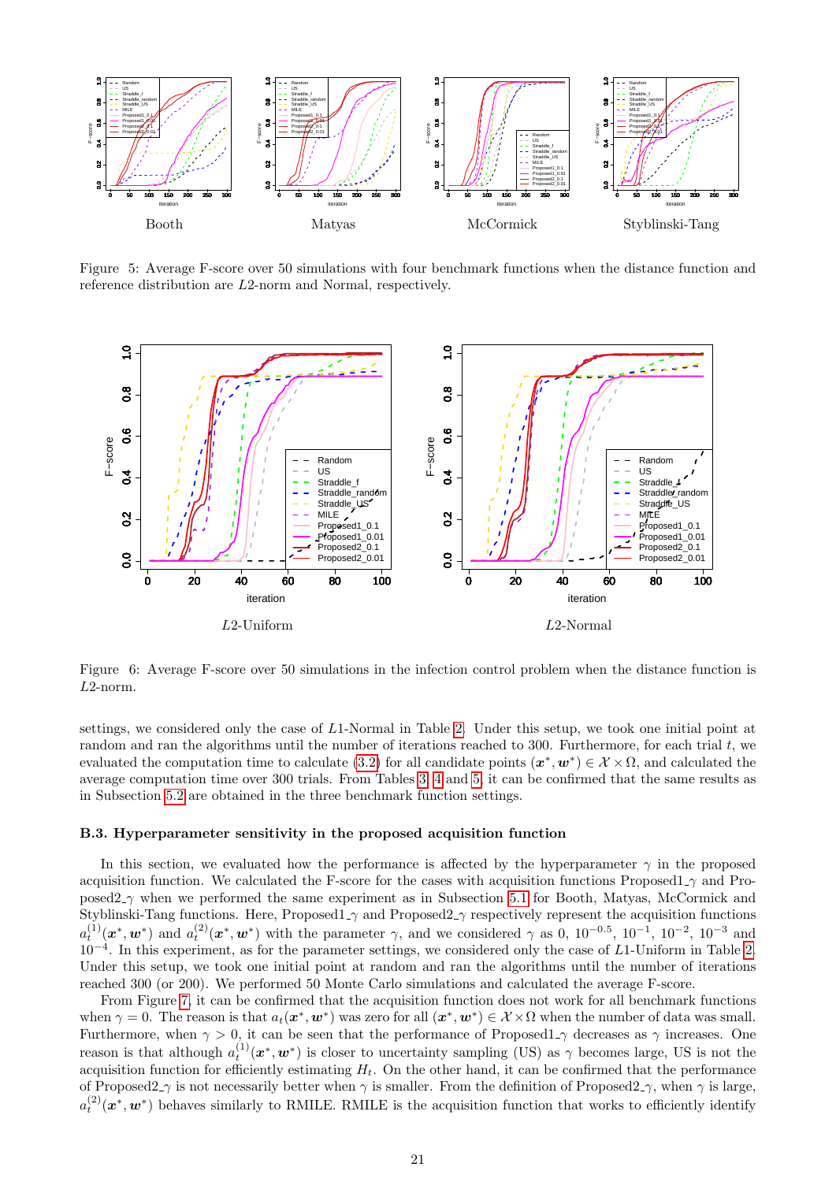Booth　Matyas　McCormick　Styblinski-Tang

Figure 5: Average F-score over 50 simulations with four benchmark functions when the distance function and reference distribution are $L2$-norm and Normal, respectively.

$L2$-Uniform　$L2$-Normal

Figure 6: Average F-score over 50 simulations in the infection control problem when the distance function is $L2$-norm.

settings, we considered only the case of $L1$-Normal in Table 2. Under this setup, we took one initial point at random and ran the algorithms until the number of iterations reached to 300. Furthermore, for each trial $t$, we evaluated the computation time to calculate (3.2) for all candidate points $(\boldsymbol{x}^*, \boldsymbol{w}^*) \in \mathcal{X} \times \Omega$, and calculated the average computation time over 300 trials. From Tables 3, 4 and 5, it can be confirmed that the same results as in Subsection 5.2 are obtained in the three benchmark function settings.

### B.3. Hyperparameter sensitivity in the proposed acquisition function

In this section, we evaluated how the performance is affected by the hyperparameter $\gamma$ in the proposed acquisition function. We calculated the F-score for the cases with acquisition functions Proposed1_$\gamma$ and Proposed2_$\gamma$ when we performed the same experiment as in Subsection 5.1 for Booth, Matyas, McCormick and Styblinski-Tang functions. Here, Proposed1_$\gamma$ and Proposed2_$\gamma$ respectively represent the acquisition functions $a_t^{(1)}(\boldsymbol{x}^*, \boldsymbol{w}^*)$ and $a_t^{(2)}(\boldsymbol{x}^*, \boldsymbol{w}^*)$ with the parameter $\gamma$, and we considered $\gamma$ as 0, $10^{-0.5}$, $10^{-1}$, $10^{-2}$, $10^{-3}$ and $10^{-4}$. In this experiment, as for the parameter settings, we considered only the case of $L1$-Uniform in Table 2. Under this setup, we took one initial point at random and ran the algorithms until the number of iterations reached 300 (or 200). We performed 50 Monte Carlo simulations and calculated the average F-score.

From Figure 7, it can be confirmed that the acquisition function does not work for all benchmark functions when $\gamma = 0$. The reason is that $a_t(\boldsymbol{x}^*, \boldsymbol{w}^*)$ was zero for all $(\boldsymbol{x}^*, \boldsymbol{w}^*) \in \mathcal{X} \times \Omega$ when the number of data was small. Furthermore, when $\gamma > 0$, it can be seen that the performance of Proposed1_$\gamma$ decreases as $\gamma$ increases. One reason is that although $a_t^{(1)}(\boldsymbol{x}^*, \boldsymbol{w}^*)$ is closer to uncertainty sampling (US) as $\gamma$ becomes large, US is not the acquisition function for efficiently estimating $H_t$. On the other hand, it can be confirmed that the performance of Proposed2_$\gamma$ is not necessarily better when $\gamma$ is smaller. From the definition of Proposed2_$\gamma$, when $\gamma$ is large, $a_t^{(2)}(\boldsymbol{x}^*, \boldsymbol{w}^*)$ behaves similarly to RMILE. RMILE is the acquisition function that works to efficiently identify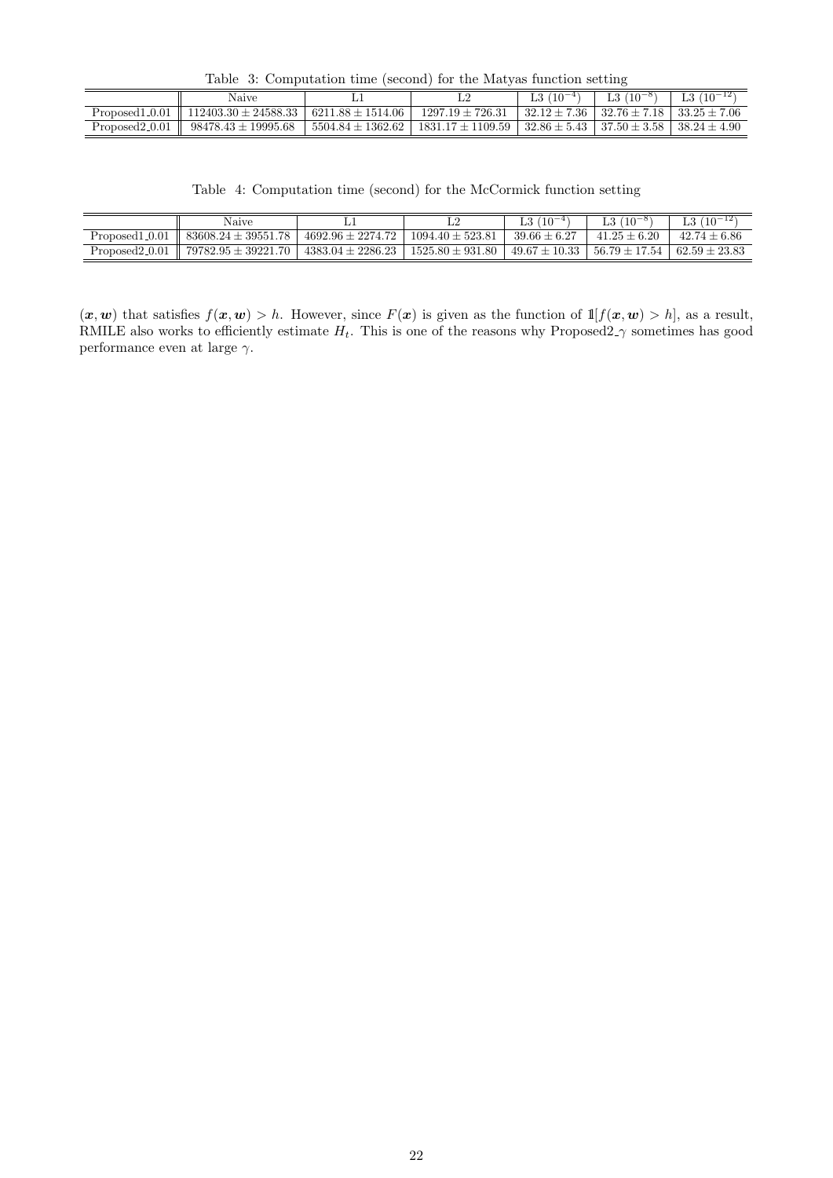Table 3: Computation time (second) for the Matyas function setting

| | Naive | L1 | L2 | L3 ($10^{-4}$) | L3 ($10^{-8}$) | L3 ($10^{-12}$) |
|---|---|---|---|---|---|---|
| Proposed1_0.01 | $112403.30 \pm 24588.33$ | $6211.88 \pm 1514.06$ | $1297.19 \pm 726.31$ | $32.12 \pm 7.36$ | $32.76 \pm 7.18$ | $33.25 \pm 7.06$ |
| Proposed2_0.01 | $98478.43 \pm 19995.68$ | $5504.84 \pm 1362.62$ | $1831.17 \pm 1109.59$ | $32.86 \pm 5.43$ | $37.50 \pm 3.58$ | $38.24 \pm 4.90$ |

Table 4: Computation time (second) for the McCormick function setting

| | Naive | L1 | L2 | L3 ($10^{-4}$) | L3 ($10^{-8}$) | L3 ($10^{-12}$) |
|---|---|---|---|---|---|---|
| Proposed1_0.01 | $83608.24 \pm 39551.78$ | $4692.96 \pm 2274.72$ | $1094.40 \pm 523.81$ | $39.66 \pm 6.27$ | $41.25 \pm 6.20$ | $42.74 \pm 6.86$ |
| Proposed2_0.01 | $79782.95 \pm 39221.70$ | $4383.04 \pm 2286.23$ | $1525.80 \pm 931.80$ | $49.67 \pm 10.33$ | $56.79 \pm 17.54$ | $62.59 \pm 23.83$ |

$(\boldsymbol{x}, \boldsymbol{w})$ that satisfies $f(\boldsymbol{x}, \boldsymbol{w}) > h$. However, since $F(\boldsymbol{x})$ is given as the function of $\mathbb{1}[f(\boldsymbol{x}, \boldsymbol{w}) > h]$, as a result, RMILE also works to efficiently estimate $H_t$. This is one of the reasons why Proposed2_$\gamma$ sometimes has good performance even at large $\gamma$.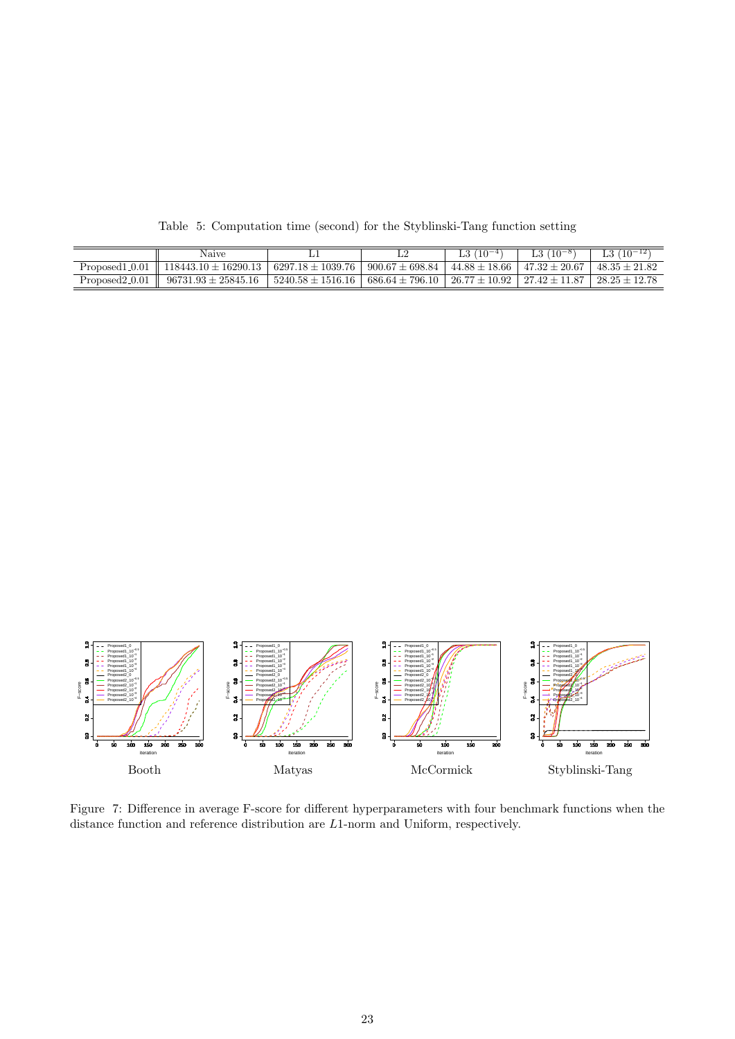Table 5: Computation time (second) for the Styblinski-Tang function setting

| | Naive | L1 | L2 | L3 ($10^{-4}$) | L3 ($10^{-8}$) | L3 ($10^{-12}$) |
|---|---|---|---|---|---|---|
| Proposed1_0.01 | $118443.10 \pm 16290.13$ | $6297.18 \pm 1039.76$ | $900.67 \pm 698.84$ | $44.88 \pm 18.66$ | $47.32 \pm 20.67$ | $48.35 \pm 21.82$ |
| Proposed2_0.01 | $96731.93 \pm 25845.16$ | $5240.58 \pm 1516.16$ | $686.64 \pm 796.10$ | $26.77 \pm 10.92$ | $27.42 \pm 11.87$ | $28.25 \pm 12.78$ |

Booth

Matyas

McCormick

Styblinski-Tang

Figure 7: Difference in average F-score for different hyperparameters with four benchmark functions when the distance function and reference distribution are $L1$-norm and Uniform, respectively.